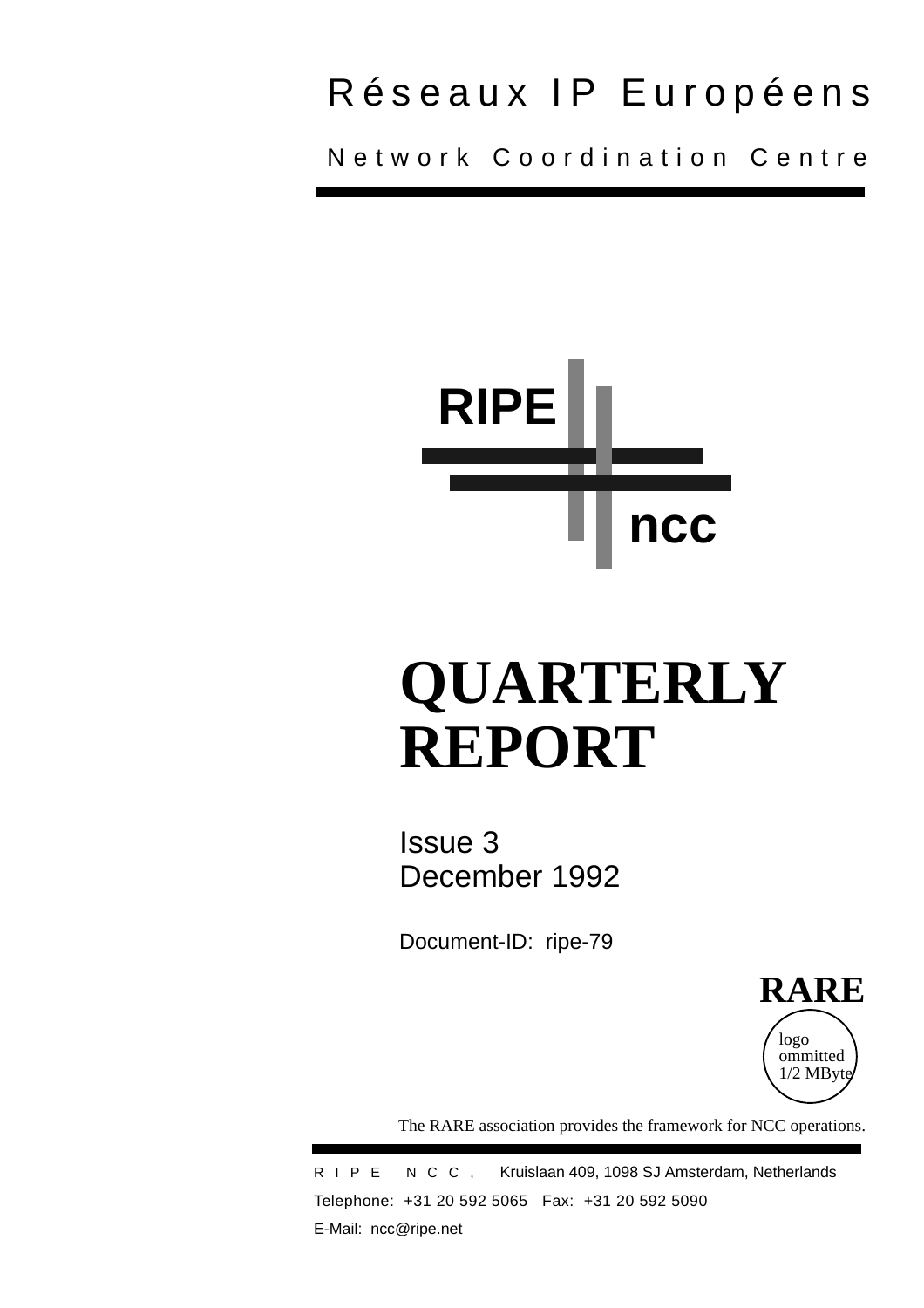Réseaux IP Européens

Network Coordination Centre

RIPE

ncc

# QUARTERLY REPORT

Issue 3
December 1992

Document-ID: ripe-79

RARE

logo
ommitted
1/2 MByte

The RARE association provides the framework for NCC operations.

RIPE NCC, Kruislaan 409, 1098 SJ Amsterdam, Netherlands

Telephone: +31 20 592 5065 Fax: +31 20 592 5090

E-Mail: ncc@ripe.net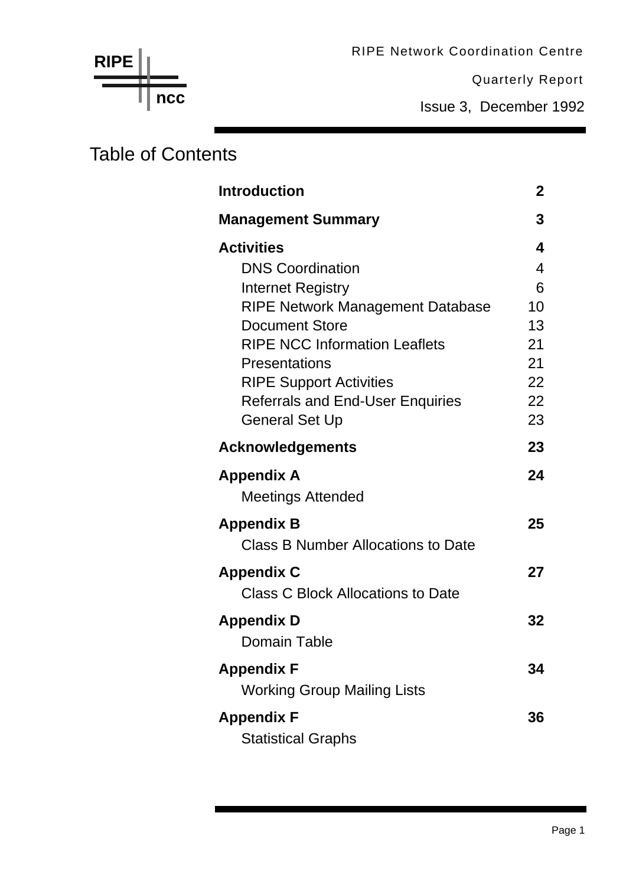RIPE Network Coordination Centre

Quarterly Report

Issue 3, December 1992

# Table of Contents

| | |
|---|---|
| **Introduction** | **2** |
| **Management Summary** | **3** |
| **Activities** | **4** |
| DNS Coordination | 4 |
| Internet Registry | 6 |
| RIPE Network Management Database | 10 |
| Document Store | 13 |
| RIPE NCC Information Leaflets | 21 |
| Presentations | 21 |
| RIPE Support Activities | 22 |
| Referrals and End-User Enquiries | 22 |
| General Set Up | 23 |
| **Acknowledgements** | **23** |
| **Appendix A** | **24** |
| Meetings Attended | |
| **Appendix B** | **25** |
| Class B Number Allocations to Date | |
| **Appendix C** | **27** |
| Class C Block Allocations to Date | |
| **Appendix D** | **32** |
| Domain Table | |
| **Appendix F** | **34** |
| Working Group Mailing Lists | |
| **Appendix F** | **36** |
| Statistical Graphs | |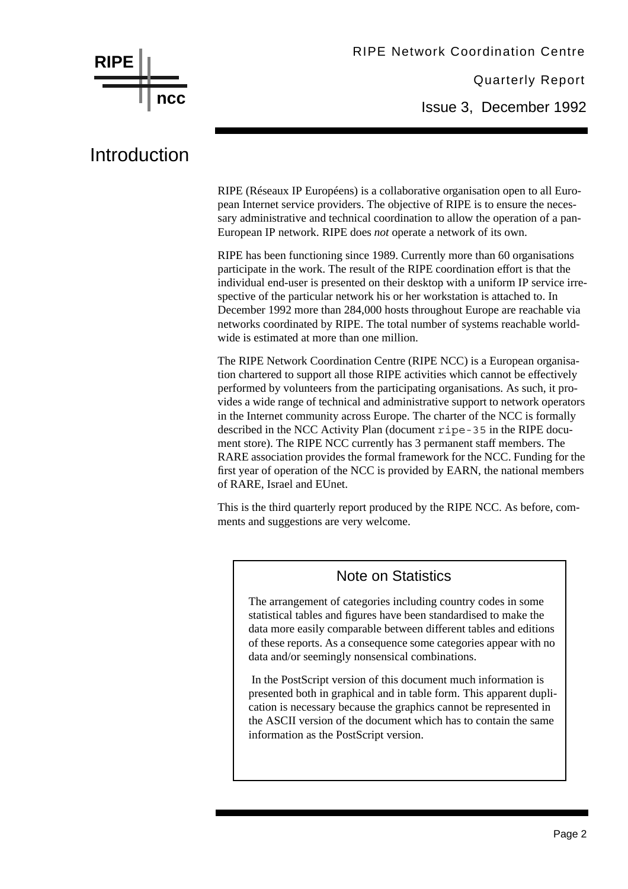# Introduction

RIPE (Réseaux IP Européens) is a collaborative organisation open to all European Internet service providers. The objective of RIPE is to ensure the necessary administrative and technical coordination to allow the operation of a pan-European IP network. RIPE does *not* operate a network of its own.

RIPE has been functioning since 1989. Currently more than 60 organisations participate in the work. The result of the RIPE coordination effort is that the individual end-user is presented on their desktop with a uniform IP service irrespective of the particular network his or her workstation is attached to. In December 1992 more than 284,000 hosts throughout Europe are reachable via networks coordinated by RIPE. The total number of systems reachable worldwide is estimated at more than one million.

The RIPE Network Coordination Centre (RIPE NCC) is a European organisation chartered to support all those RIPE activities which cannot be effectively performed by volunteers from the participating organisations. As such, it provides a wide range of technical and administrative support to network operators in the Internet community across Europe. The charter of the NCC is formally described in the NCC Activity Plan (document `ripe-35` in the RIPE document store). The RIPE NCC currently has 3 permanent staff members. The RARE association provides the formal framework for the NCC. Funding for the first year of operation of the NCC is provided by EARN, the national members of RARE, Israel and EUnet.

This is the third quarterly report produced by the RIPE NCC. As before, comments and suggestions are very welcome.

## Note on Statistics

The arrangement of categories including country codes in some statistical tables and figures have been standardised to make the data more easily comparable between different tables and editions of these reports. As a consequence some categories appear with no data and/or seemingly nonsensical combinations.

In the PostScript version of this document much information is presented both in graphical and in table form. This apparent duplication is necessary because the graphics cannot be represented in the ASCII version of the document which has to contain the same information as the PostScript version.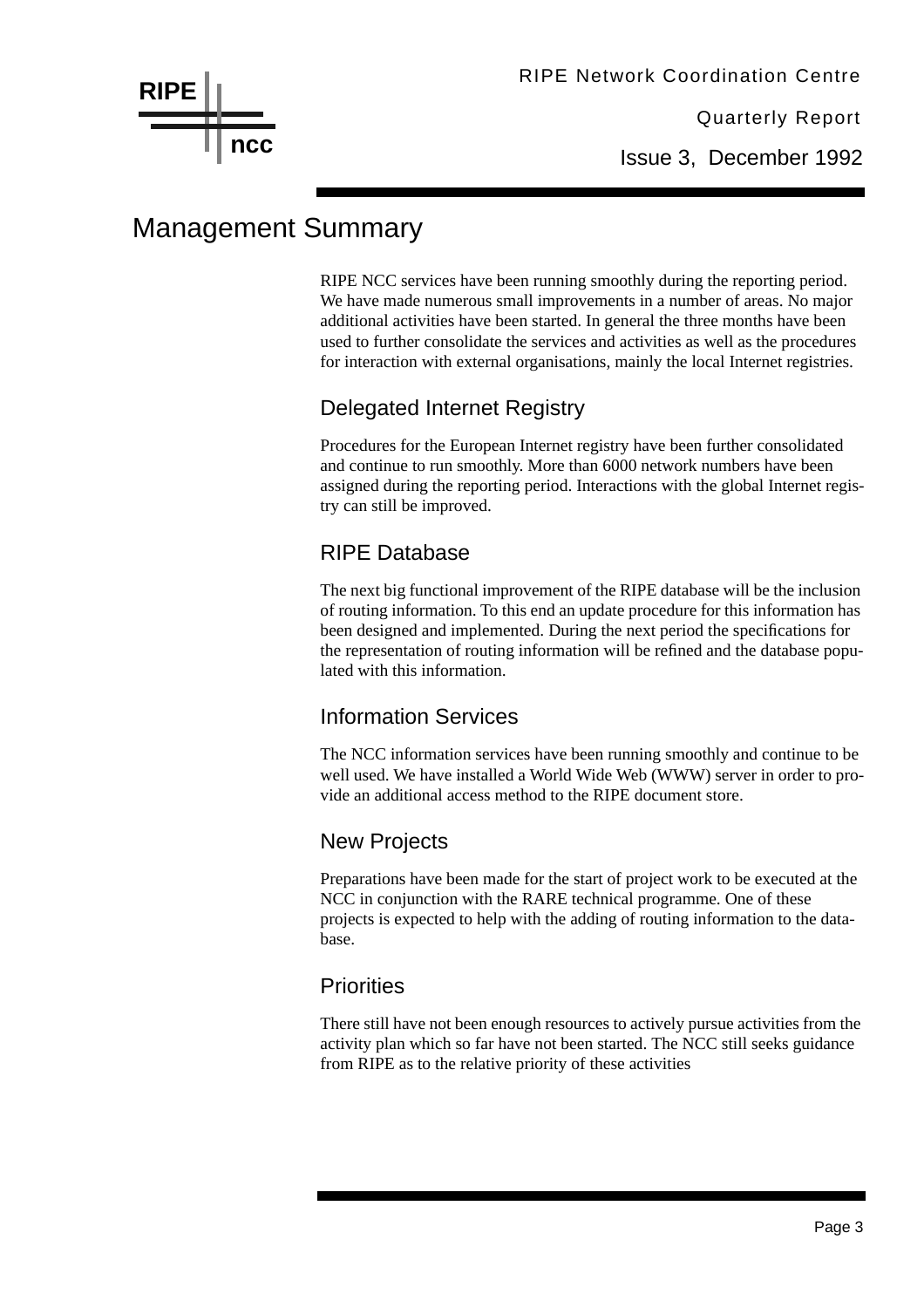# Management Summary

RIPE NCC services have been running smoothly during the reporting period. We have made numerous small improvements in a number of areas. No major additional activities have been started. In general the three months have been used to further consolidate the services and activities as well as the procedures for interaction with external organisations, mainly the local Internet registries.

## Delegated Internet Registry

Procedures for the European Internet registry have been further consolidated and continue to run smoothly. More than 6000 network numbers have been assigned during the reporting period. Interactions with the global Internet registry can still be improved.

## RIPE Database

The next big functional improvement of the RIPE database will be the inclusion of routing information. To this end an update procedure for this information has been designed and implemented. During the next period the specifications for the representation of routing information will be refined and the database populated with this information.

## Information Services

The NCC information services have been running smoothly and continue to be well used. We have installed a World Wide Web (WWW) server in order to provide an additional access method to the RIPE document store.

## New Projects

Preparations have been made for the start of project work to be executed at the NCC in conjunction with the RARE technical programme. One of these projects is expected to help with the adding of routing information to the database.

## Priorities

There still have not been enough resources to actively pursue activities from the activity plan which so far have not been started. The NCC still seeks guidance from RIPE as to the relative priority of these activities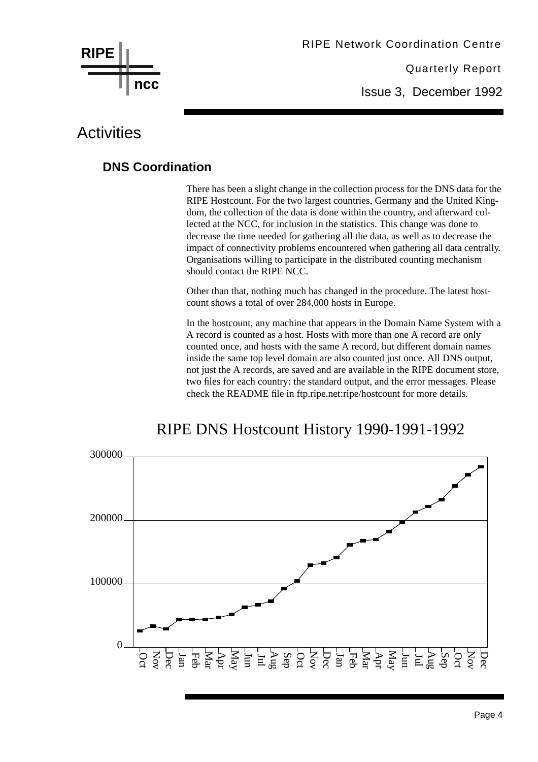# Activities

## DNS Coordination

There has been a slight change in the collection process for the DNS data for the RIPE Hostcount. For the two largest countries, Germany and the United Kingdom, the collection of the data is done within the country, and afterward collected at the NCC, for inclusion in the statistics. This change was done to decrease the time needed for gathering all the data, as well as to decrease the impact of connectivity problems encountered when gathering all data centrally. Organisations willing to participate in the distributed counting mechanism should contact the RIPE NCC.

Other than that, nothing much has changed in the procedure. The latest hostcount shows a total of over 284,000 hosts in Europe.

In the hostcount, any machine that appears in the Domain Name System with a A record is counted as a host. Hosts with more than one A record are only counted once, and hosts with the same A record, but different domain names inside the same top level domain are also counted just once. All DNS output, not just the A records, are saved and are available in the RIPE document store, two files for each country: the standard output, and the error messages. Please check the README file in ftp.ripe.net:ripe/hostcount for more details.

RIPE DNS Hostcount History 1990-1991-1992

300000

200000

100000

0

Oct Nov Dec Jan Feb Mar Apr May Jun Jul Aug Sep Oct Nov Dec Jan Feb Mar Apr May Jun Jul Aug Sep Oct Nov Dec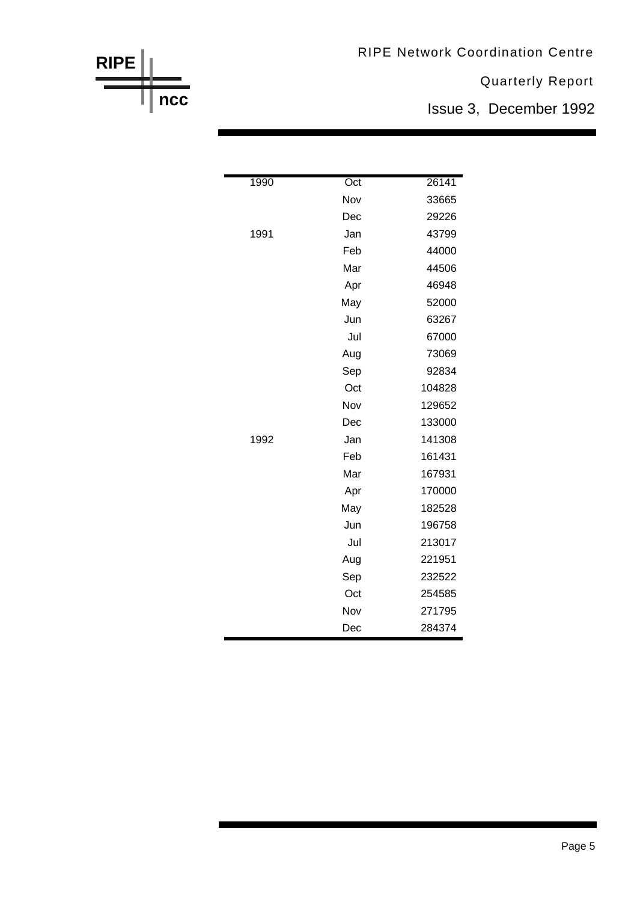| | | |
|---|---|---|
| 1990 | Oct | 26141 |
| | Nov | 33665 |
| | Dec | 29226 |
| 1991 | Jan | 43799 |
| | Feb | 44000 |
| | Mar | 44506 |
| | Apr | 46948 |
| | May | 52000 |
| | Jun | 63267 |
| | Jul | 67000 |
| | Aug | 73069 |
| | Sep | 92834 |
| | Oct | 104828 |
| | Nov | 129652 |
| | Dec | 133000 |
| 1992 | Jan | 141308 |
| | Feb | 161431 |
| | Mar | 167931 |
| | Apr | 170000 |
| | May | 182528 |
| | Jun | 196758 |
| | Jul | 213017 |
| | Aug | 221951 |
| | Sep | 232522 |
| | Oct | 254585 |
| | Nov | 271795 |
| | Dec | 284374 |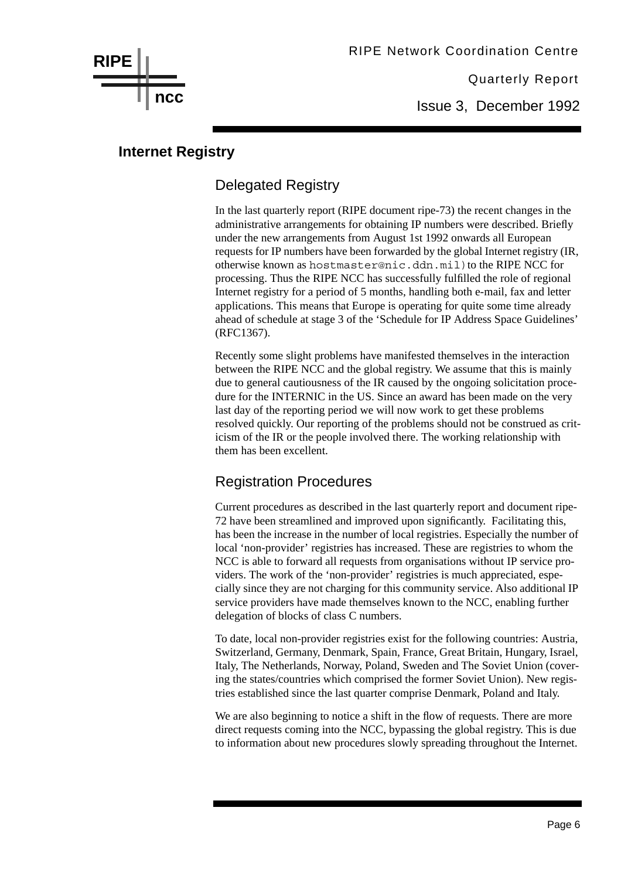## Internet Registry

### Delegated Registry

In the last quarterly report (RIPE document ripe-73) the recent changes in the administrative arrangements for obtaining IP numbers were described. Briefly under the new arrangements from August 1st 1992 onwards all European requests for IP numbers have been forwarded by the global Internet registry (IR, otherwise known as `hostmaster@nic.ddn.mil`) to the RIPE NCC for processing. Thus the RIPE NCC has successfully fulfilled the role of regional Internet registry for a period of 5 months, handling both e-mail, fax and letter applications. This means that Europe is operating for quite some time already ahead of schedule at stage 3 of the 'Schedule for IP Address Space Guidelines' (RFC1367).

Recently some slight problems have manifested themselves in the interaction between the RIPE NCC and the global registry. We assume that this is mainly due to general cautiousness of the IR caused by the ongoing solicitation procedure for the INTERNIC in the US. Since an award has been made on the very last day of the reporting period we will now work to get these problems resolved quickly. Our reporting of the problems should not be construed as criticism of the IR or the people involved there. The working relationship with them has been excellent.

### Registration Procedures

Current procedures as described in the last quarterly report and document ripe-72 have been streamlined and improved upon significantly. Facilitating this, has been the increase in the number of local registries. Especially the number of local 'non-provider' registries has increased. These are registries to whom the NCC is able to forward all requests from organisations without IP service providers. The work of the 'non-provider' registries is much appreciated, especially since they are not charging for this community service. Also additional IP service providers have made themselves known to the NCC, enabling further delegation of blocks of class C numbers.

To date, local non-provider registries exist for the following countries: Austria, Switzerland, Germany, Denmark, Spain, France, Great Britain, Hungary, Israel, Italy, The Netherlands, Norway, Poland, Sweden and The Soviet Union (covering the states/countries which comprised the former Soviet Union). New registries established since the last quarter comprise Denmark, Poland and Italy.

We are also beginning to notice a shift in the flow of requests. There are more direct requests coming into the NCC, bypassing the global registry. This is due to information about new procedures slowly spreading throughout the Internet.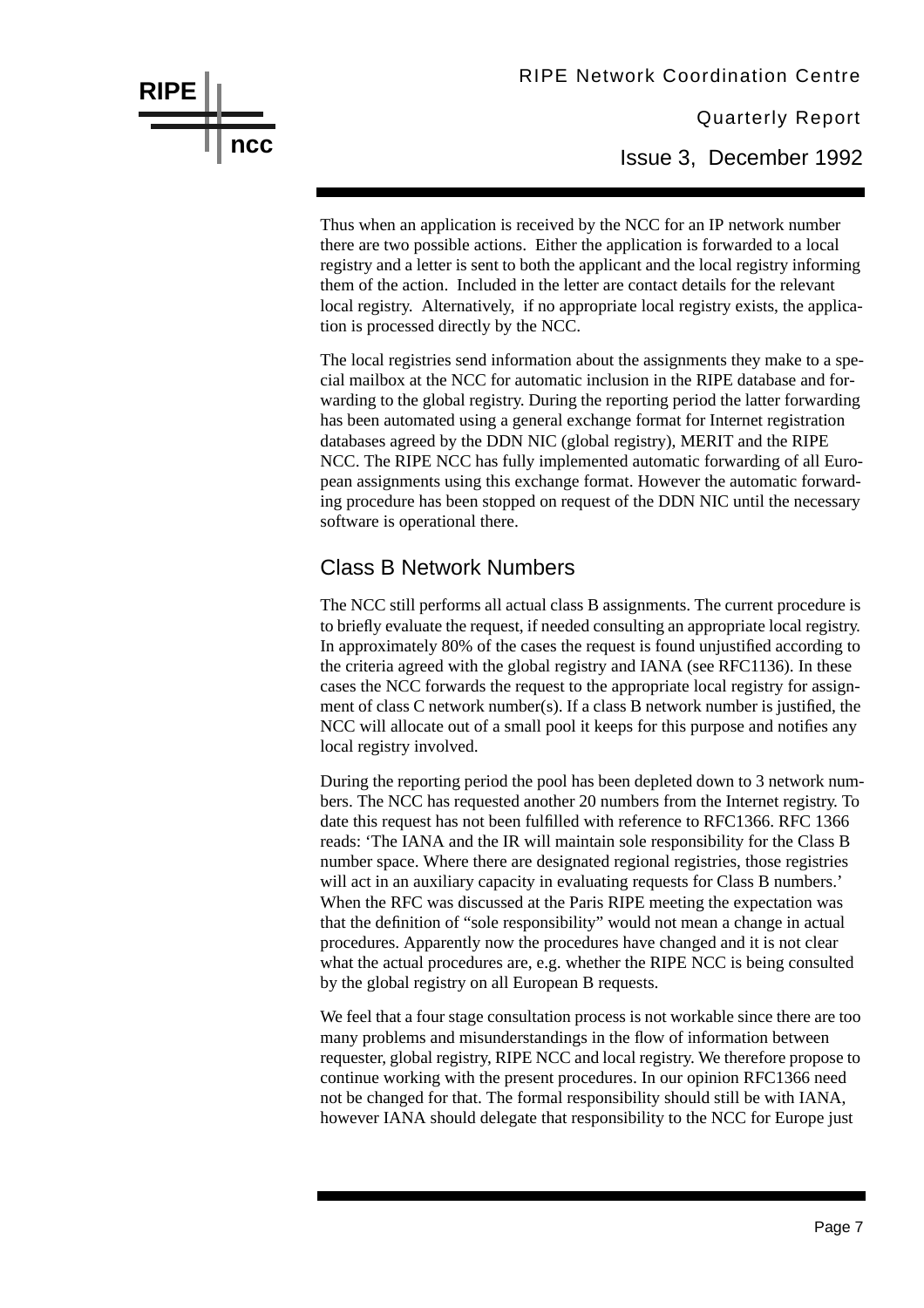Thus when an application is received by the NCC for an IP network number there are two possible actions. Either the application is forwarded to a local registry and a letter is sent to both the applicant and the local registry informing them of the action. Included in the letter are contact details for the relevant local registry. Alternatively, if no appropriate local registry exists, the application is processed directly by the NCC.

The local registries send information about the assignments they make to a special mailbox at the NCC for automatic inclusion in the RIPE database and forwarding to the global registry. During the reporting period the latter forwarding has been automated using a general exchange format for Internet registration databases agreed by the DDN NIC (global registry), MERIT and the RIPE NCC. The RIPE NCC has fully implemented automatic forwarding of all European assignments using this exchange format. However the automatic forwarding procedure has been stopped on request of the DDN NIC until the necessary software is operational there.

## Class B Network Numbers

The NCC still performs all actual class B assignments. The current procedure is to briefly evaluate the request, if needed consulting an appropriate local registry. In approximately 80% of the cases the request is found unjustified according to the criteria agreed with the global registry and IANA (see RFC1136). In these cases the NCC forwards the request to the appropriate local registry for assignment of class C network number(s). If a class B network number is justified, the NCC will allocate out of a small pool it keeps for this purpose and notifies any local registry involved.

During the reporting period the pool has been depleted down to 3 network numbers. The NCC has requested another 20 numbers from the Internet registry. To date this request has not been fulfilled with reference to RFC1366. RFC 1366 reads: 'The IANA and the IR will maintain sole responsibility for the Class B number space. Where there are designated regional registries, those registries will act in an auxiliary capacity in evaluating requests for Class B numbers.' When the RFC was discussed at the Paris RIPE meeting the expectation was that the definition of "sole responsibility" would not mean a change in actual procedures. Apparently now the procedures have changed and it is not clear what the actual procedures are, e.g. whether the RIPE NCC is being consulted by the global registry on all European B requests.

We feel that a four stage consultation process is not workable since there are too many problems and misunderstandings in the flow of information between requester, global registry, RIPE NCC and local registry. We therefore propose to continue working with the present procedures. In our opinion RFC1366 need not be changed for that. The formal responsibility should still be with IANA, however IANA should delegate that responsibility to the NCC for Europe just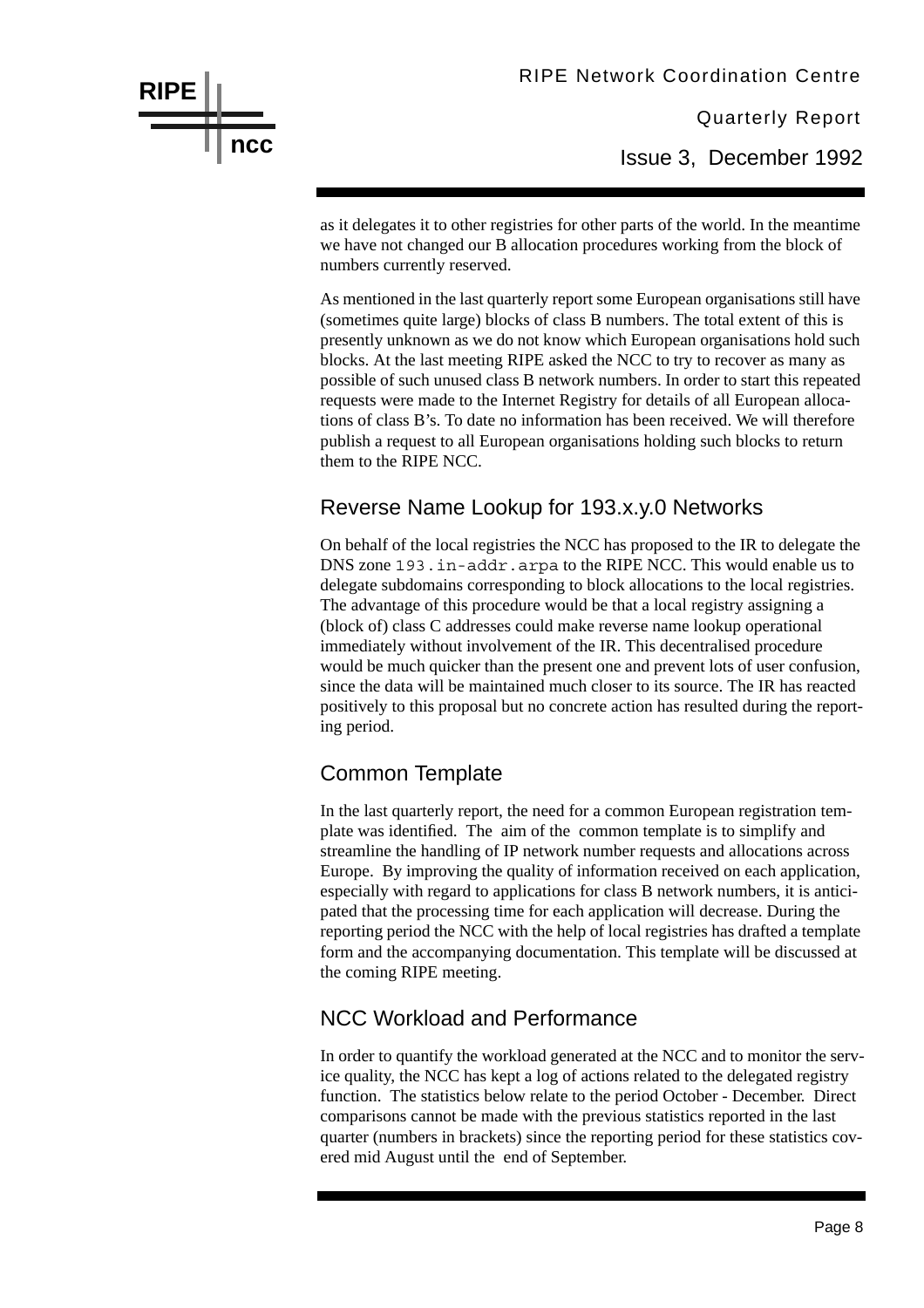as it delegates it to other registries for other parts of the world. In the meantime we have not changed our B allocation procedures working from the block of numbers currently reserved.

As mentioned in the last quarterly report some European organisations still have (sometimes quite large) blocks of class B numbers. The total extent of this is presently unknown as we do not know which European organisations hold such blocks. At the last meeting RIPE asked the NCC to try to recover as many as possible of such unused class B network numbers. In order to start this repeated requests were made to the Internet Registry for details of all European allocations of class B's. To date no information has been received. We will therefore publish a request to all European organisations holding such blocks to return them to the RIPE NCC.

## Reverse Name Lookup for 193.x.y.0 Networks

On behalf of the local registries the NCC has proposed to the IR to delegate the DNS zone `193.in-addr.arpa` to the RIPE NCC. This would enable us to delegate subdomains corresponding to block allocations to the local registries. The advantage of this procedure would be that a local registry assigning a (block of) class C addresses could make reverse name lookup operational immediately without involvement of the IR. This decentralised procedure would be much quicker than the present one and prevent lots of user confusion, since the data will be maintained much closer to its source. The IR has reacted positively to this proposal but no concrete action has resulted during the reporting period.

## Common Template

In the last quarterly report, the need for a common European registration template was identified. The aim of the common template is to simplify and streamline the handling of IP network number requests and allocations across Europe. By improving the quality of information received on each application, especially with regard to applications for class B network numbers, it is anticipated that the processing time for each application will decrease. During the reporting period the NCC with the help of local registries has drafted a template form and the accompanying documentation. This template will be discussed at the coming RIPE meeting.

## NCC Workload and Performance

In order to quantify the workload generated at the NCC and to monitor the service quality, the NCC has kept a log of actions related to the delegated registry function. The statistics below relate to the period October - December. Direct comparisons cannot be made with the previous statistics reported in the last quarter (numbers in brackets) since the reporting period for these statistics covered mid August until the end of September.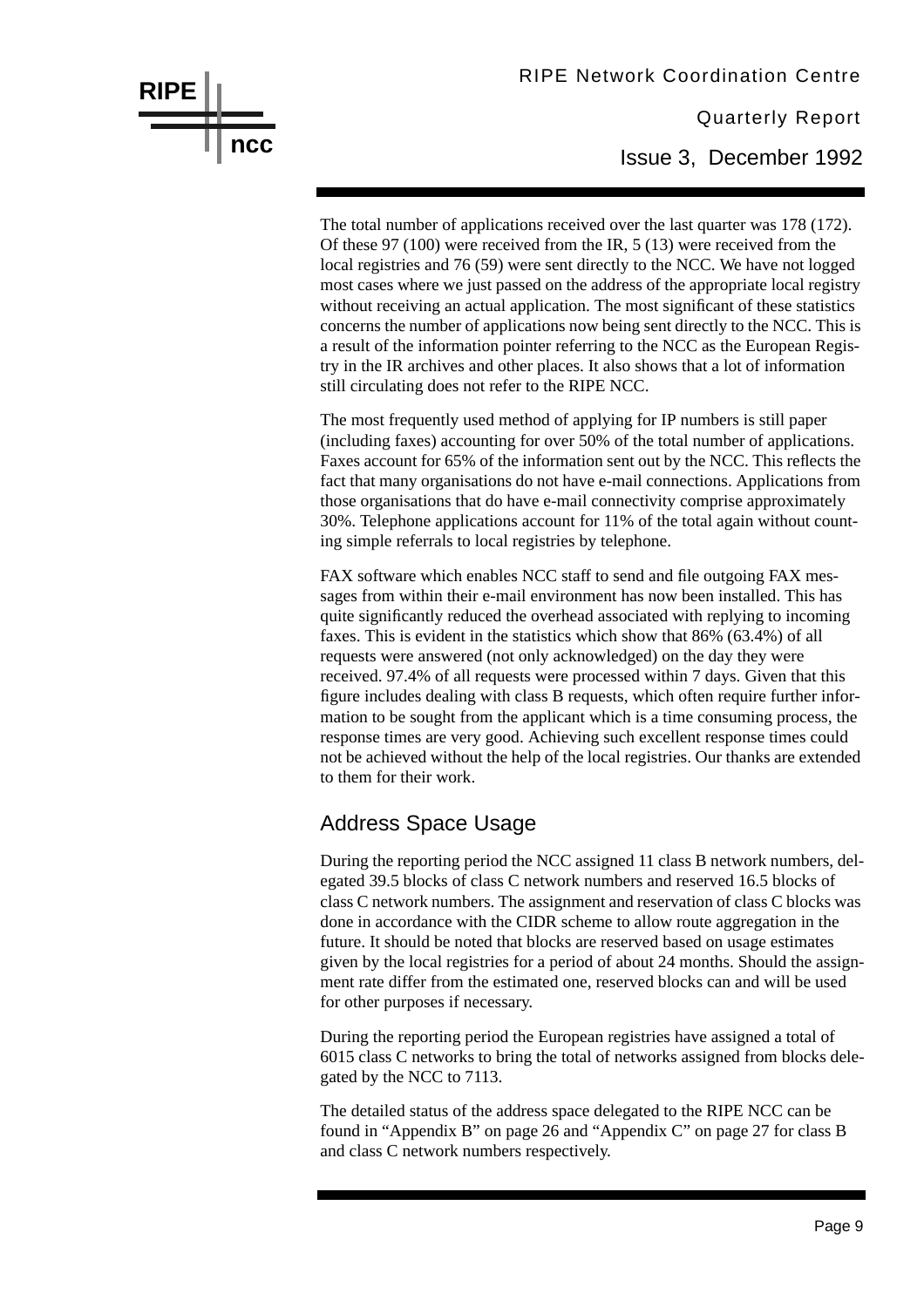The total number of applications received over the last quarter was 178 (172). Of these 97 (100) were received from the IR, 5 (13) were received from the local registries and 76 (59) were sent directly to the NCC. We have not logged most cases where we just passed on the address of the appropriate local registry without receiving an actual application. The most significant of these statistics concerns the number of applications now being sent directly to the NCC. This is a result of the information pointer referring to the NCC as the European Registry in the IR archives and other places. It also shows that a lot of information still circulating does not refer to the RIPE NCC.

The most frequently used method of applying for IP numbers is still paper (including faxes) accounting for over 50% of the total number of applications. Faxes account for 65% of the information sent out by the NCC. This reflects the fact that many organisations do not have e-mail connections. Applications from those organisations that do have e-mail connectivity comprise approximately 30%. Telephone applications account for 11% of the total again without counting simple referrals to local registries by telephone.

FAX software which enables NCC staff to send and file outgoing FAX messages from within their e-mail environment has now been installed. This has quite significantly reduced the overhead associated with replying to incoming faxes. This is evident in the statistics which show that 86% (63.4%) of all requests were answered (not only acknowledged) on the day they were received. 97.4% of all requests were processed within 7 days. Given that this figure includes dealing with class B requests, which often require further information to be sought from the applicant which is a time consuming process, the response times are very good. Achieving such excellent response times could not be achieved without the help of the local registries. Our thanks are extended to them for their work.

## Address Space Usage

During the reporting period the NCC assigned 11 class B network numbers, delegated 39.5 blocks of class C network numbers and reserved 16.5 blocks of class C network numbers. The assignment and reservation of class C blocks was done in accordance with the CIDR scheme to allow route aggregation in the future. It should be noted that blocks are reserved based on usage estimates given by the local registries for a period of about 24 months. Should the assignment rate differ from the estimated one, reserved blocks can and will be used for other purposes if necessary.

During the reporting period the European registries have assigned a total of 6015 class C networks to bring the total of networks assigned from blocks delegated by the NCC to 7113.

The detailed status of the address space delegated to the RIPE NCC can be found in “Appendix B” on page 26 and “Appendix C” on page 27 for class B and class C network numbers respectively.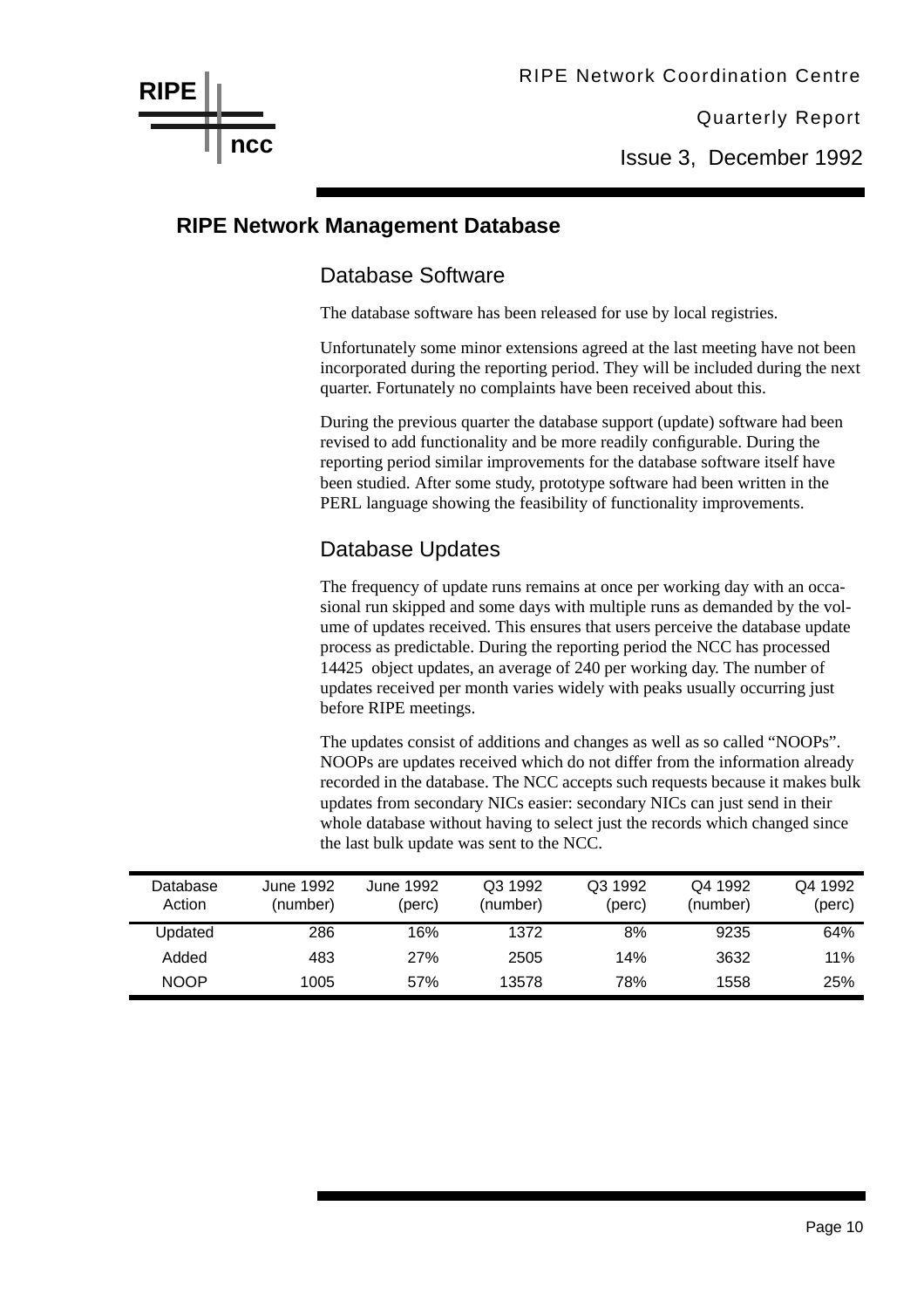## RIPE Network Management Database

### Database Software

The database software has been released for use by local registries.

Unfortunately some minor extensions agreed at the last meeting have not been incorporated during the reporting period. They will be included during the next quarter. Fortunately no complaints have been received about this.

During the previous quarter the database support (update) software had been revised to add functionality and be more readily configurable. During the reporting period similar improvements for the database software itself have been studied. After some study, prototype software had been written in the PERL language showing the feasibility of functionality improvements.

### Database Updates

The frequency of update runs remains at once per working day with an occasional run skipped and some days with multiple runs as demanded by the volume of updates received. This ensures that users perceive the database update process as predictable. During the reporting period the NCC has processed 14425 object updates, an average of 240 per working day. The number of updates received per month varies widely with peaks usually occurring just before RIPE meetings.

The updates consist of additions and changes as well as so called “NOOPs”. NOOPs are updates received which do not differ from the information already recorded in the database. The NCC accepts such requests because it makes bulk updates from secondary NICs easier: secondary NICs can just send in their whole database without having to select just the records which changed since the last bulk update was sent to the NCC.

| Database Action | June 1992 (number) | June 1992 (perc) | Q3 1992 (number) | Q3 1992 (perc) | Q4 1992 (number) | Q4 1992 (perc) |
|---|---|---|---|---|---|---|
| Updated | 286 | 16% | 1372 | 8% | 9235 | 64% |
| Added | 483 | 27% | 2505 | 14% | 3632 | 11% |
| NOOP | 1005 | 57% | 13578 | 78% | 1558 | 25% |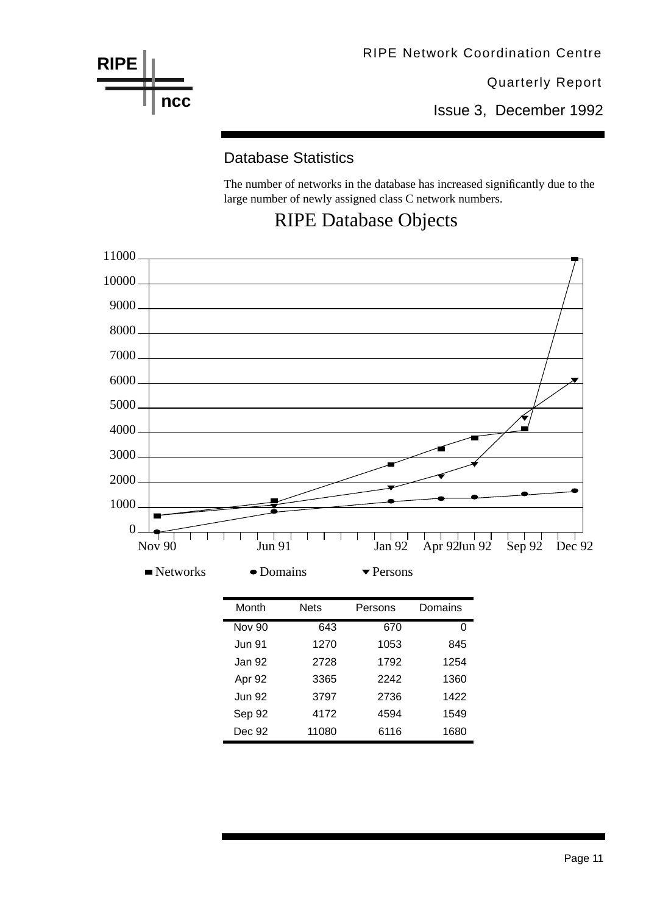## Database Statistics

The number of networks in the database has increased significantly due to the large number of newly assigned class C network numbers.

### RIPE Database Objects

| Month | Nets | Persons | Domains |
|---|---|---|---|
| Nov 90 | 643 | 670 | 0 |
| Jun 91 | 1270 | 1053 | 845 |
| Jan 92 | 2728 | 1792 | 1254 |
| Apr 92 | 3365 | 2242 | 1360 |
| Jun 92 | 3797 | 2736 | 1422 |
| Sep 92 | 4172 | 4594 | 1549 |
| Dec 92 | 11080 | 6116 | 1680 |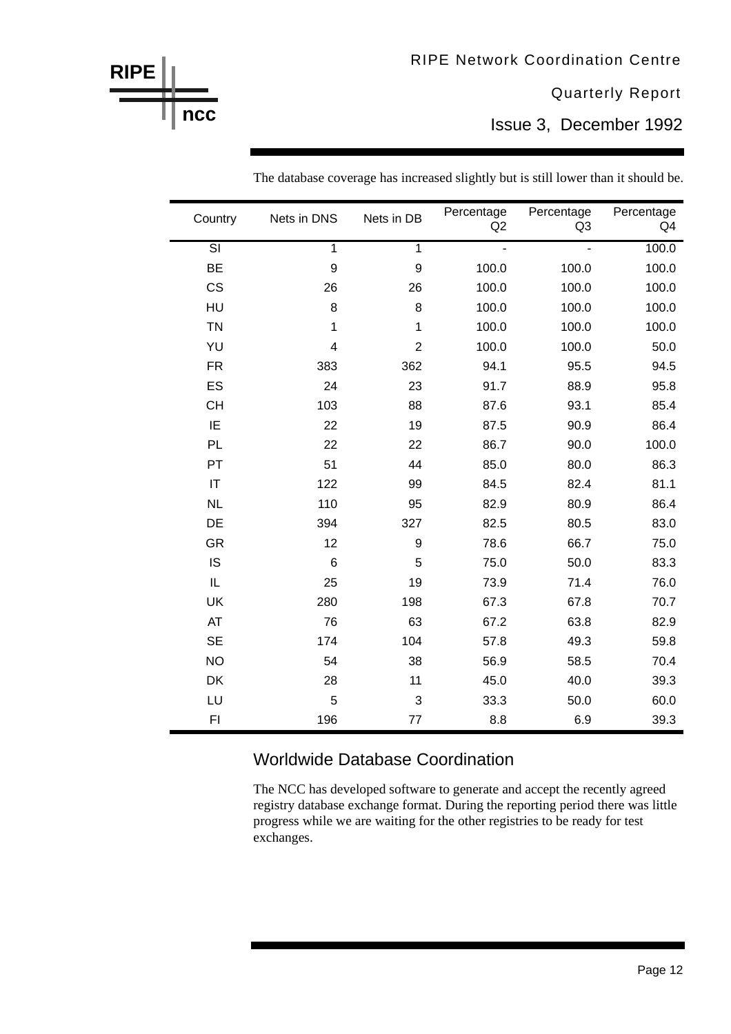The database coverage has increased slightly but is still lower than it should be.

| Country | Nets in DNS | Nets in DB | Percentage Q2 | Percentage Q3 | Percentage Q4 |
|---|---|---|---|---|---|
| SI | 1 | 1 | - | - | 100.0 |
| BE | 9 | 9 | 100.0 | 100.0 | 100.0 |
| CS | 26 | 26 | 100.0 | 100.0 | 100.0 |
| HU | 8 | 8 | 100.0 | 100.0 | 100.0 |
| TN | 1 | 1 | 100.0 | 100.0 | 100.0 |
| YU | 4 | 2 | 100.0 | 100.0 | 50.0 |
| FR | 383 | 362 | 94.1 | 95.5 | 94.5 |
| ES | 24 | 23 | 91.7 | 88.9 | 95.8 |
| CH | 103 | 88 | 87.6 | 93.1 | 85.4 |
| IE | 22 | 19 | 87.5 | 90.9 | 86.4 |
| PL | 22 | 22 | 86.7 | 90.0 | 100.0 |
| PT | 51 | 44 | 85.0 | 80.0 | 86.3 |
| IT | 122 | 99 | 84.5 | 82.4 | 81.1 |
| NL | 110 | 95 | 82.9 | 80.9 | 86.4 |
| DE | 394 | 327 | 82.5 | 80.5 | 83.0 |
| GR | 12 | 9 | 78.6 | 66.7 | 75.0 |
| IS | 6 | 5 | 75.0 | 50.0 | 83.3 |
| IL | 25 | 19 | 73.9 | 71.4 | 76.0 |
| UK | 280 | 198 | 67.3 | 67.8 | 70.7 |
| AT | 76 | 63 | 67.2 | 63.8 | 82.9 |
| SE | 174 | 104 | 57.8 | 49.3 | 59.8 |
| NO | 54 | 38 | 56.9 | 58.5 | 70.4 |
| DK | 28 | 11 | 45.0 | 40.0 | 39.3 |
| LU | 5 | 3 | 33.3 | 50.0 | 60.0 |
| FI | 196 | 77 | 8.8 | 6.9 | 39.3 |

## Worldwide Database Coordination

The NCC has developed software to generate and accept the recently agreed registry database exchange format. During the reporting period there was little progress while we are waiting for the other registries to be ready for test exchanges.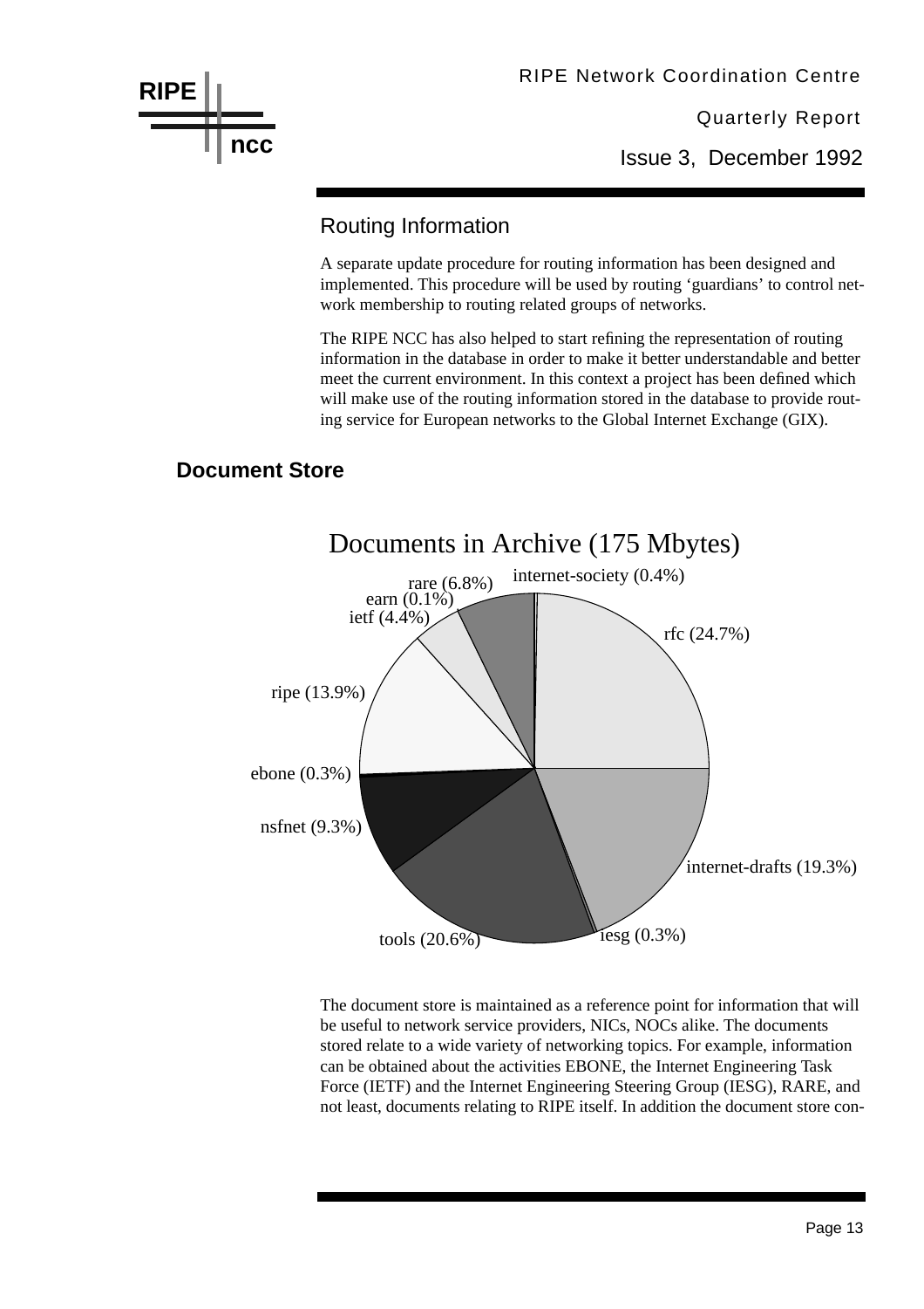## Routing Information

A separate update procedure for routing information has been designed and implemented. This procedure will be used by routing 'guardians' to control network membership to routing related groups of networks.

The RIPE NCC has also helped to start refining the representation of routing information in the database in order to make it better understandable and better meet the current environment. In this context a project has been defined which will make use of the routing information stored in the database to provide routing service for European networks to the Global Internet Exchange (GIX).

# Document Store

Documents in Archive (175 Mbytes)

rare (6.8%)
internet-society (0.4%)
earn (0.1%)
ietf (4.4%)
rfc (24.7%)
ripe (13.9%)
ebone (0.3%)
nsfnet (9.3%)
internet-drafts (19.3%)
iesg (0.3%)
tools (20.6%)

The document store is maintained as a reference point for information that will be useful to network service providers, NICs, NOCs alike. The documents stored relate to a wide variety of networking topics. For example, information can be obtained about the activities EBONE, the Internet Engineering Task Force (IETF) and the Internet Engineering Steering Group (IESG), RARE, and not least, documents relating to RIPE itself. In addition the document store con-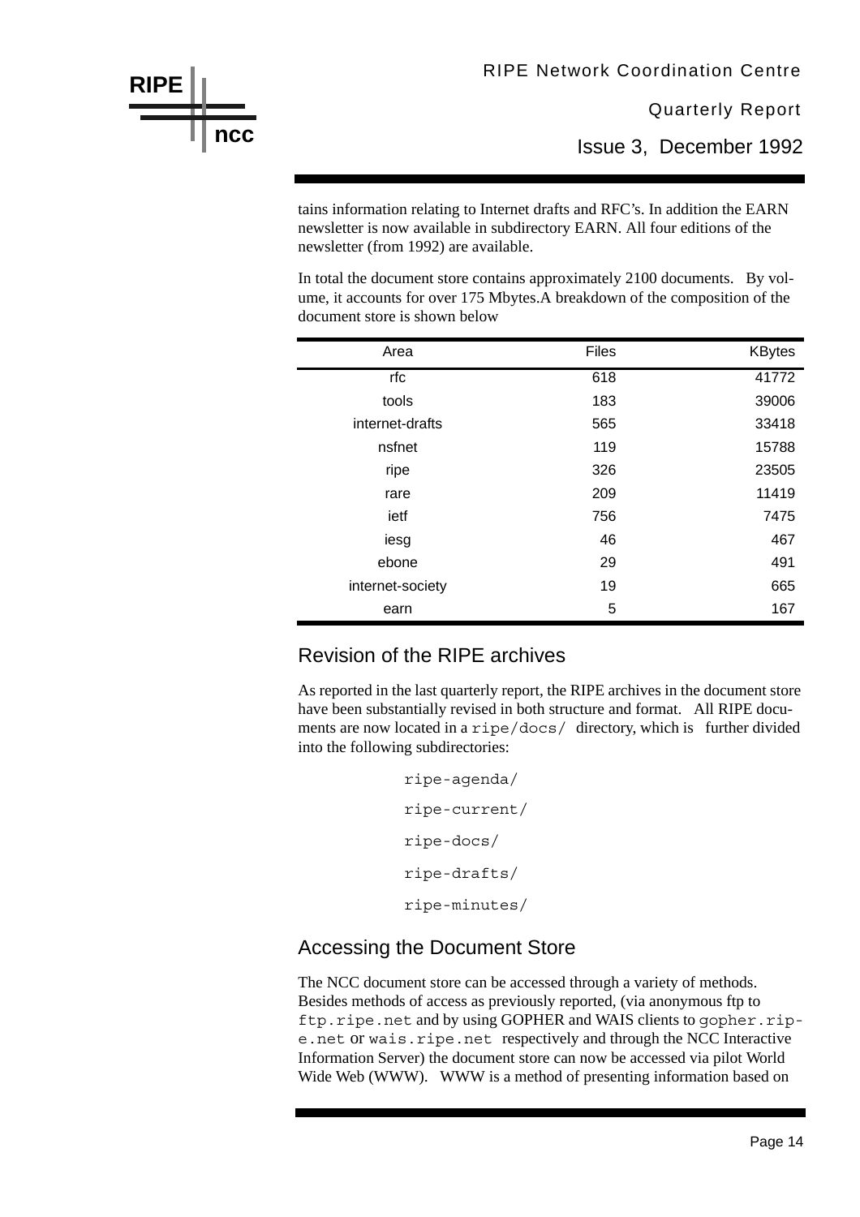tains information relating to Internet drafts and RFC's. In addition the EARN newsletter is now available in subdirectory EARN. All four editions of the newsletter (from 1992) are available.

In total the document store contains approximately 2100 documents. By volume, it accounts for over 175 Mbytes.A breakdown of the composition of the document store is shown below

| Area | Files | KBytes |
|---|---|---|
| rfc | 618 | 41772 |
| tools | 183 | 39006 |
| internet-drafts | 565 | 33418 |
| nsfnet | 119 | 15788 |
| ripe | 326 | 23505 |
| rare | 209 | 11419 |
| ietf | 756 | 7475 |
| iesg | 46 | 467 |
| ebone | 29 | 491 |
| internet-society | 19 | 665 |
| earn | 5 | 167 |

## Revision of the RIPE archives

As reported in the last quarterly report, the RIPE archives in the document store have been substantially revised in both structure and format. All RIPE documents are now located in a `ripe/docs/` directory, which is further divided into the following subdirectories:

```
ripe-agenda/
ripe-current/
ripe-docs/
ripe-drafts/
ripe-minutes/
```

## Accessing the Document Store

The NCC document store can be accessed through a variety of methods. Besides methods of access as previously reported, (via anonymous ftp to `ftp.ripe.net` and by using GOPHER and WAIS clients to `gopher.ripe.net` or `wais.ripe.net` respectively and through the NCC Interactive Information Server) the document store can now be accessed via pilot World Wide Web (WWW). WWW is a method of presenting information based on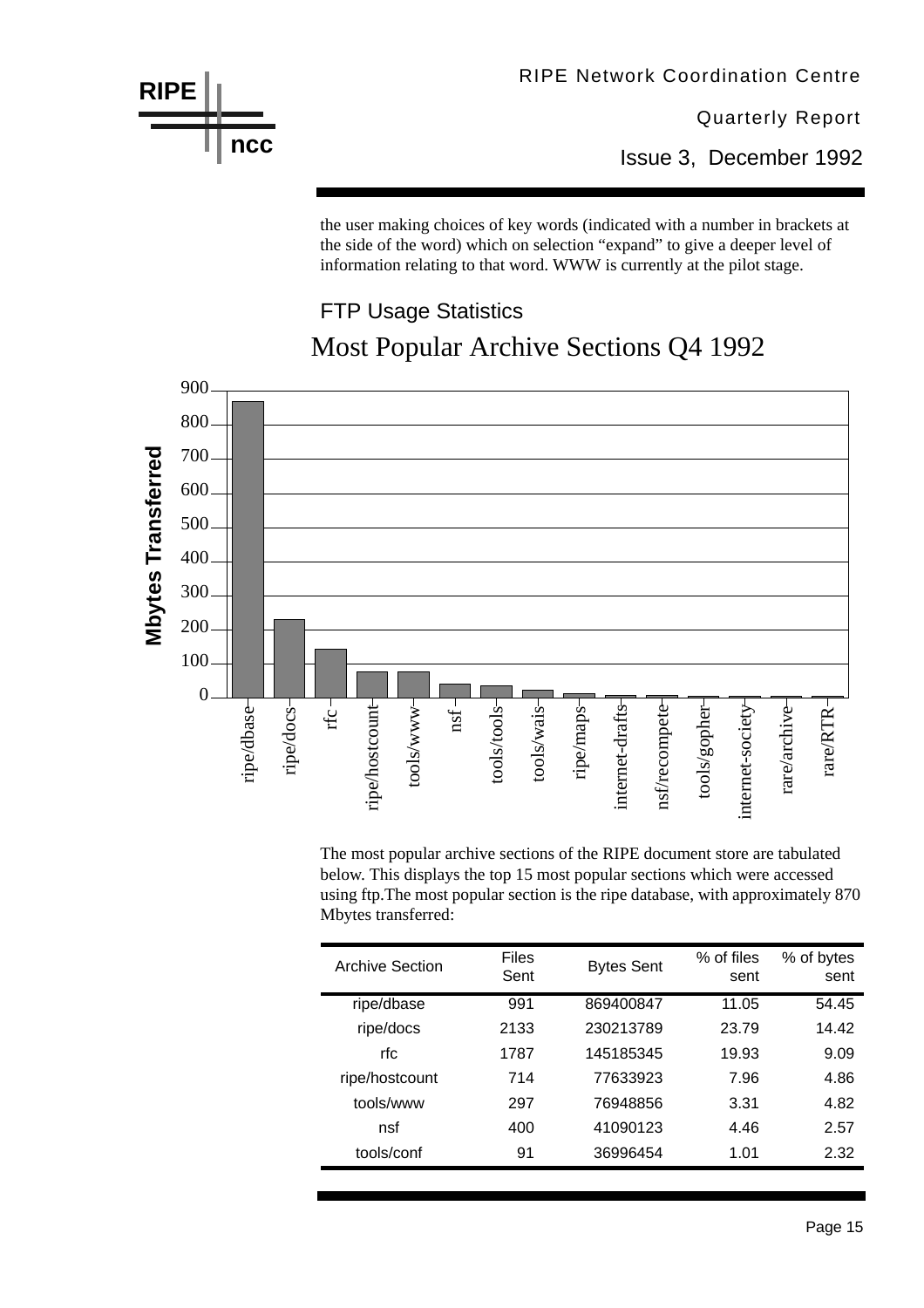the user making choices of key words (indicated with a number in brackets at the side of the word) which on selection "expand" to give a deeper level of information relating to that word. WWW is currently at the pilot stage.

## FTP Usage Statistics

### Most Popular Archive Sections Q4 1992

The most popular archive sections of the RIPE document store are tabulated below. This displays the top 15 most popular sections which were accessed using ftp.The most popular section is the ripe database, with approximately 870 Mbytes transferred:

| Archive Section | Files Sent | Bytes Sent | % of files sent | % of bytes sent |
|---|---|---|---|---|
| ripe/dbase | 991 | 869400847 | 11.05 | 54.45 |
| ripe/docs | 2133 | 230213789 | 23.79 | 14.42 |
| rfc | 1787 | 145185345 | 19.93 | 9.09 |
| ripe/hostcount | 714 | 77633923 | 7.96 | 4.86 |
| tools/www | 297 | 76948856 | 3.31 | 4.82 |
| nsf | 400 | 41090123 | 4.46 | 2.57 |
| tools/conf | 91 | 36996454 | 1.01 | 2.32 |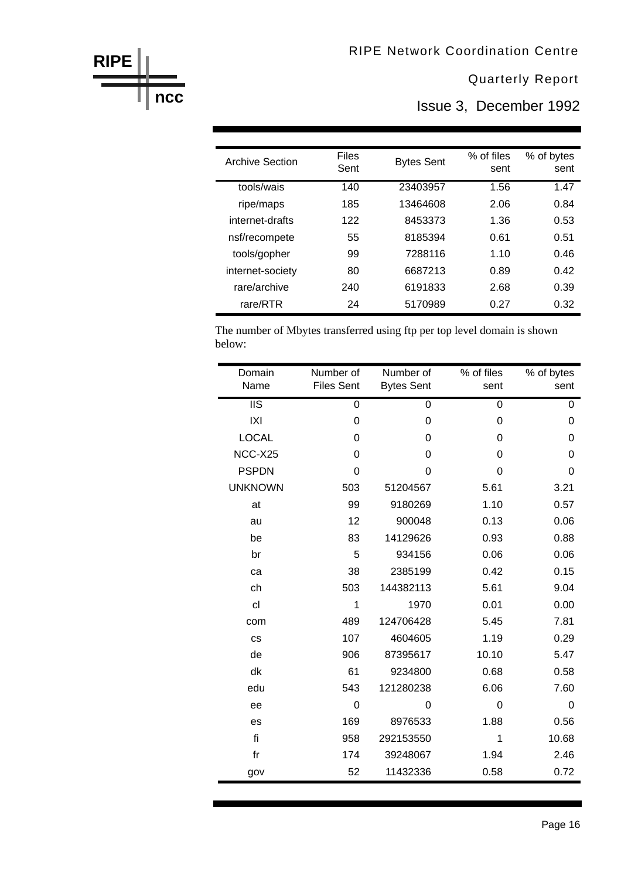| Archive Section | Files Sent | Bytes Sent | % of files sent | % of bytes sent |
|---|---|---|---|---|
| tools/wais | 140 | 23403957 | 1.56 | 1.47 |
| ripe/maps | 185 | 13464608 | 2.06 | 0.84 |
| internet-drafts | 122 | 8453373 | 1.36 | 0.53 |
| nsf/recompete | 55 | 8185394 | 0.61 | 0.51 |
| tools/gopher | 99 | 7288116 | 1.10 | 0.46 |
| internet-society | 80 | 6687213 | 0.89 | 0.42 |
| rare/archive | 240 | 6191833 | 2.68 | 0.39 |
| rare/RTR | 24 | 5170989 | 0.27 | 0.32 |

The number of Mbytes transferred using ftp per top level domain is shown below:

| Domain Name | Number of Files Sent | Number of Bytes Sent | % of files sent | % of bytes sent |
|---|---|---|---|---|
| IIS | 0 | 0 | 0 | 0 |
| IXI | 0 | 0 | 0 | 0 |
| LOCAL | 0 | 0 | 0 | 0 |
| NCC-X25 | 0 | 0 | 0 | 0 |
| PSPDN | 0 | 0 | 0 | 0 |
| UNKNOWN | 503 | 51204567 | 5.61 | 3.21 |
| at | 99 | 9180269 | 1.10 | 0.57 |
| au | 12 | 900048 | 0.13 | 0.06 |
| be | 83 | 14129626 | 0.93 | 0.88 |
| br | 5 | 934156 | 0.06 | 0.06 |
| ca | 38 | 2385199 | 0.42 | 0.15 |
| ch | 503 | 144382113 | 5.61 | 9.04 |
| cl | 1 | 1970 | 0.01 | 0.00 |
| com | 489 | 124706428 | 5.45 | 7.81 |
| cs | 107 | 4604605 | 1.19 | 0.29 |
| de | 906 | 87395617 | 10.10 | 5.47 |
| dk | 61 | 9234800 | 0.68 | 0.58 |
| edu | 543 | 121280238 | 6.06 | 7.60 |
| ee | 0 | 0 | 0 | 0 |
| es | 169 | 8976533 | 1.88 | 0.56 |
| fi | 958 | 292153550 | 1 | 10.68 |
| fr | 174 | 39248067 | 1.94 | 2.46 |
| gov | 52 | 11432336 | 0.58 | 0.72 |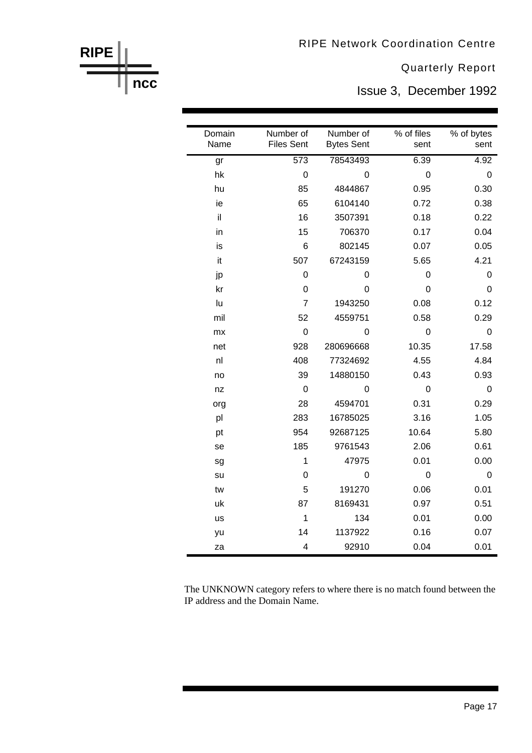| Domain Name | Number of Files Sent | Number of Bytes Sent | % of files sent | % of bytes sent |
|---|---|---|---|---|
| gr | 573 | 78543493 | 6.39 | 4.92 |
| hk | 0 | 0 | 0 | 0 |
| hu | 85 | 4844867 | 0.95 | 0.30 |
| ie | 65 | 6104140 | 0.72 | 0.38 |
| il | 16 | 3507391 | 0.18 | 0.22 |
| in | 15 | 706370 | 0.17 | 0.04 |
| is | 6 | 802145 | 0.07 | 0.05 |
| it | 507 | 67243159 | 5.65 | 4.21 |
| jp | 0 | 0 | 0 | 0 |
| kr | 0 | 0 | 0 | 0 |
| lu | 7 | 1943250 | 0.08 | 0.12 |
| mil | 52 | 4559751 | 0.58 | 0.29 |
| mx | 0 | 0 | 0 | 0 |
| net | 928 | 280696668 | 10.35 | 17.58 |
| nl | 408 | 77324692 | 4.55 | 4.84 |
| no | 39 | 14880150 | 0.43 | 0.93 |
| nz | 0 | 0 | 0 | 0 |
| org | 28 | 4594701 | 0.31 | 0.29 |
| pl | 283 | 16785025 | 3.16 | 1.05 |
| pt | 954 | 92687125 | 10.64 | 5.80 |
| se | 185 | 9761543 | 2.06 | 0.61 |
| sg | 1 | 47975 | 0.01 | 0.00 |
| su | 0 | 0 | 0 | 0 |
| tw | 5 | 191270 | 0.06 | 0.01 |
| uk | 87 | 8169431 | 0.97 | 0.51 |
| us | 1 | 134 | 0.01 | 0.00 |
| yu | 14 | 1137922 | 0.16 | 0.07 |
| za | 4 | 92910 | 0.04 | 0.01 |

The UNKNOWN category refers to where there is no match found between the IP address and the Domain Name.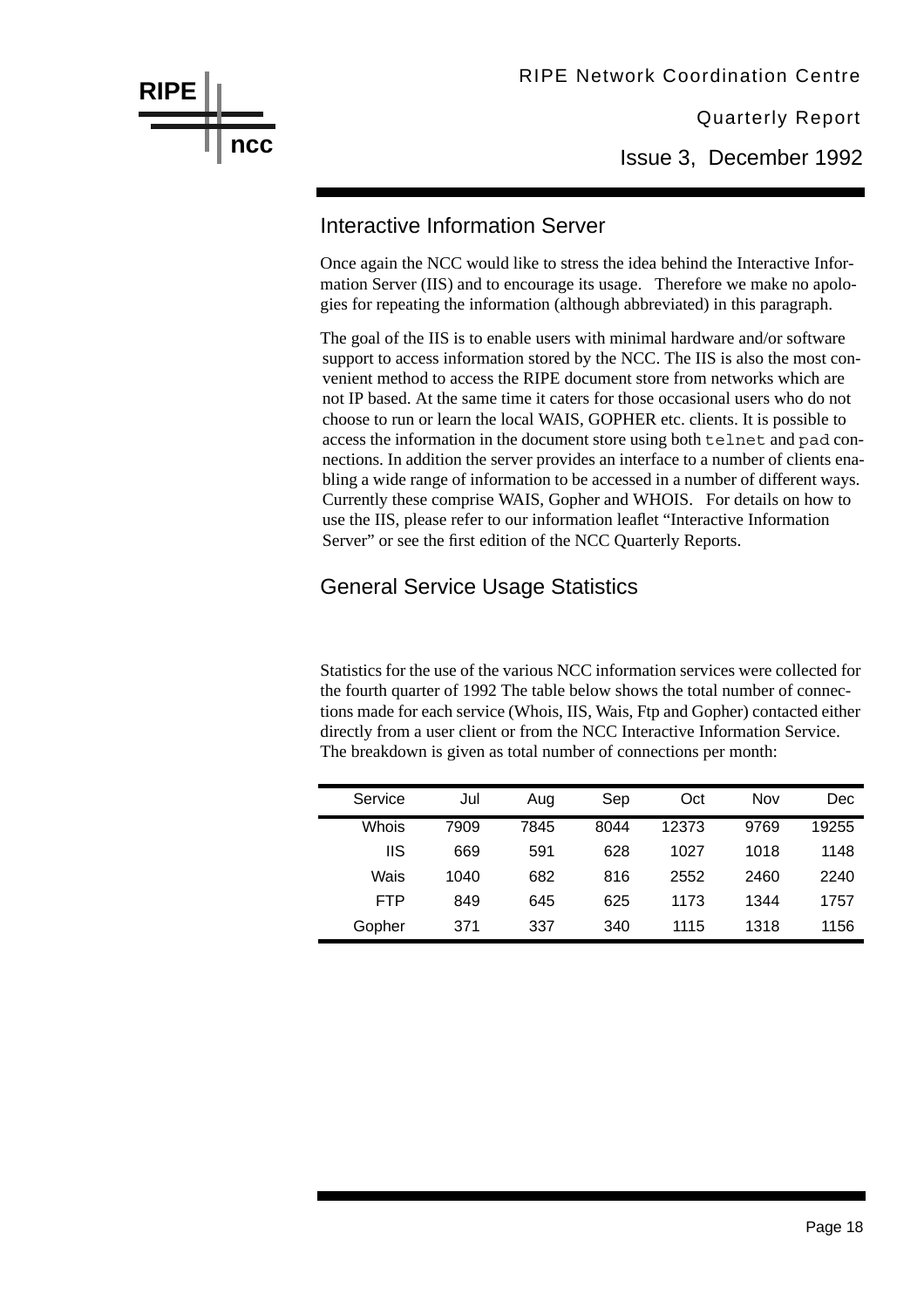## Interactive Information Server

Once again the NCC would like to stress the idea behind the Interactive Information Server (IIS) and to encourage its usage. Therefore we make no apologies for repeating the information (although abbreviated) in this paragraph.

The goal of the IIS is to enable users with minimal hardware and/or software support to access information stored by the NCC. The IIS is also the most convenient method to access the RIPE document store from networks which are not IP based. At the same time it caters for those occasional users who do not choose to run or learn the local WAIS, GOPHER etc. clients. It is possible to access the information in the document store using both `telnet` and `pad` connections. In addition the server provides an interface to a number of clients enabling a wide range of information to be accessed in a number of different ways. Currently these comprise WAIS, Gopher and WHOIS. For details on how to use the IIS, please refer to our information leaflet "Interactive Information Server" or see the first edition of the NCC Quarterly Reports.

## General Service Usage Statistics

Statistics for the use of the various NCC information services were collected for the fourth quarter of 1992 The table below shows the total number of connections made for each service (Whois, IIS, Wais, Ftp and Gopher) contacted either directly from a user client or from the NCC Interactive Information Service. The breakdown is given as total number of connections per month:

| Service | Jul | Aug | Sep | Oct | Nov | Dec |
|---|---|---|---|---|---|---|
| Whois | 7909 | 7845 | 8044 | 12373 | 9769 | 19255 |
| IIS | 669 | 591 | 628 | 1027 | 1018 | 1148 |
| Wais | 1040 | 682 | 816 | 2552 | 2460 | 2240 |
| FTP | 849 | 645 | 625 | 1173 | 1344 | 1757 |
| Gopher | 371 | 337 | 340 | 1115 | 1318 | 1156 |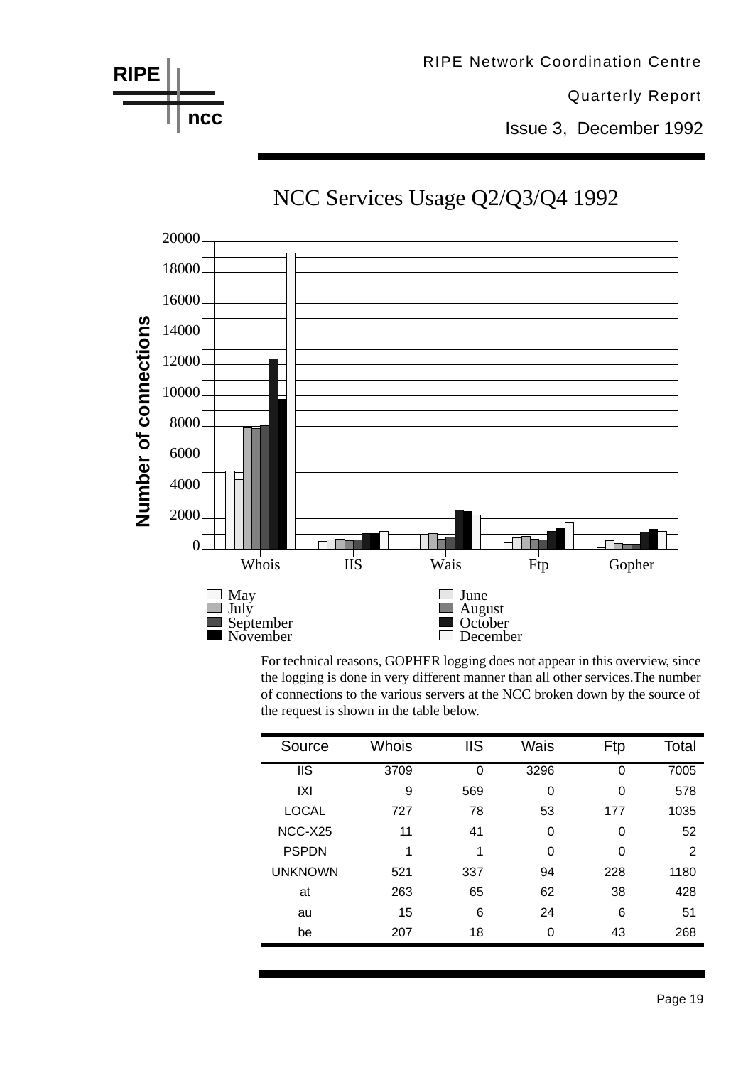## NCC Services Usage Q2/Q3/Q4 1992

For technical reasons, GOPHER logging does not appear in this overview, since the logging is done in very different manner than all other services.The number of connections to the various servers at the NCC broken down by the source of the request is shown in the table below.

| Source | Whois | IIS | Wais | Ftp | Total |
|---|---|---|---|---|---|
| IIS | 3709 | 0 | 3296 | 0 | 7005 |
| IXI | 9 | 569 | 0 | 0 | 578 |
| LOCAL | 727 | 78 | 53 | 177 | 1035 |
| NCC-X25 | 11 | 41 | 0 | 0 | 52 |
| PSPDN | 1 | 1 | 0 | 0 | 2 |
| UNKNOWN | 521 | 337 | 94 | 228 | 1180 |
| at | 263 | 65 | 62 | 38 | 428 |
| au | 15 | 6 | 24 | 6 | 51 |
| be | 207 | 18 | 0 | 43 | 268 |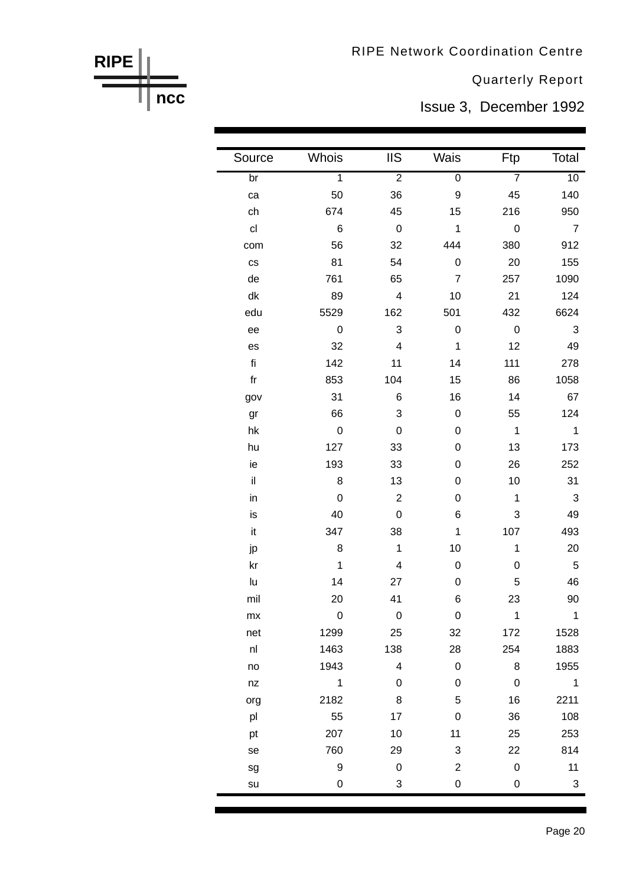| Source | Whois | IIS | Wais | Ftp | Total |
|---|---|---|---|---|---|
| br | 1 | 2 | 0 | 7 | 10 |
| ca | 50 | 36 | 9 | 45 | 140 |
| ch | 674 | 45 | 15 | 216 | 950 |
| cl | 6 | 0 | 1 | 0 | 7 |
| com | 56 | 32 | 444 | 380 | 912 |
| cs | 81 | 54 | 0 | 20 | 155 |
| de | 761 | 65 | 7 | 257 | 1090 |
| dk | 89 | 4 | 10 | 21 | 124 |
| edu | 5529 | 162 | 501 | 432 | 6624 |
| ee | 0 | 3 | 0 | 0 | 3 |
| es | 32 | 4 | 1 | 12 | 49 |
| fi | 142 | 11 | 14 | 111 | 278 |
| fr | 853 | 104 | 15 | 86 | 1058 |
| gov | 31 | 6 | 16 | 14 | 67 |
| gr | 66 | 3 | 0 | 55 | 124 |
| hk | 0 | 0 | 0 | 1 | 1 |
| hu | 127 | 33 | 0 | 13 | 173 |
| ie | 193 | 33 | 0 | 26 | 252 |
| il | 8 | 13 | 0 | 10 | 31 |
| in | 0 | 2 | 0 | 1 | 3 |
| is | 40 | 0 | 6 | 3 | 49 |
| it | 347 | 38 | 1 | 107 | 493 |
| jp | 8 | 1 | 10 | 1 | 20 |
| kr | 1 | 4 | 0 | 0 | 5 |
| lu | 14 | 27 | 0 | 5 | 46 |
| mil | 20 | 41 | 6 | 23 | 90 |
| mx | 0 | 0 | 0 | 1 | 1 |
| net | 1299 | 25 | 32 | 172 | 1528 |
| nl | 1463 | 138 | 28 | 254 | 1883 |
| no | 1943 | 4 | 0 | 8 | 1955 |
| nz | 1 | 0 | 0 | 0 | 1 |
| org | 2182 | 8 | 5 | 16 | 2211 |
| pl | 55 | 17 | 0 | 36 | 108 |
| pt | 207 | 10 | 11 | 25 | 253 |
| se | 760 | 29 | 3 | 22 | 814 |
| sg | 9 | 0 | 2 | 0 | 11 |
| su | 0 | 3 | 0 | 0 | 3 |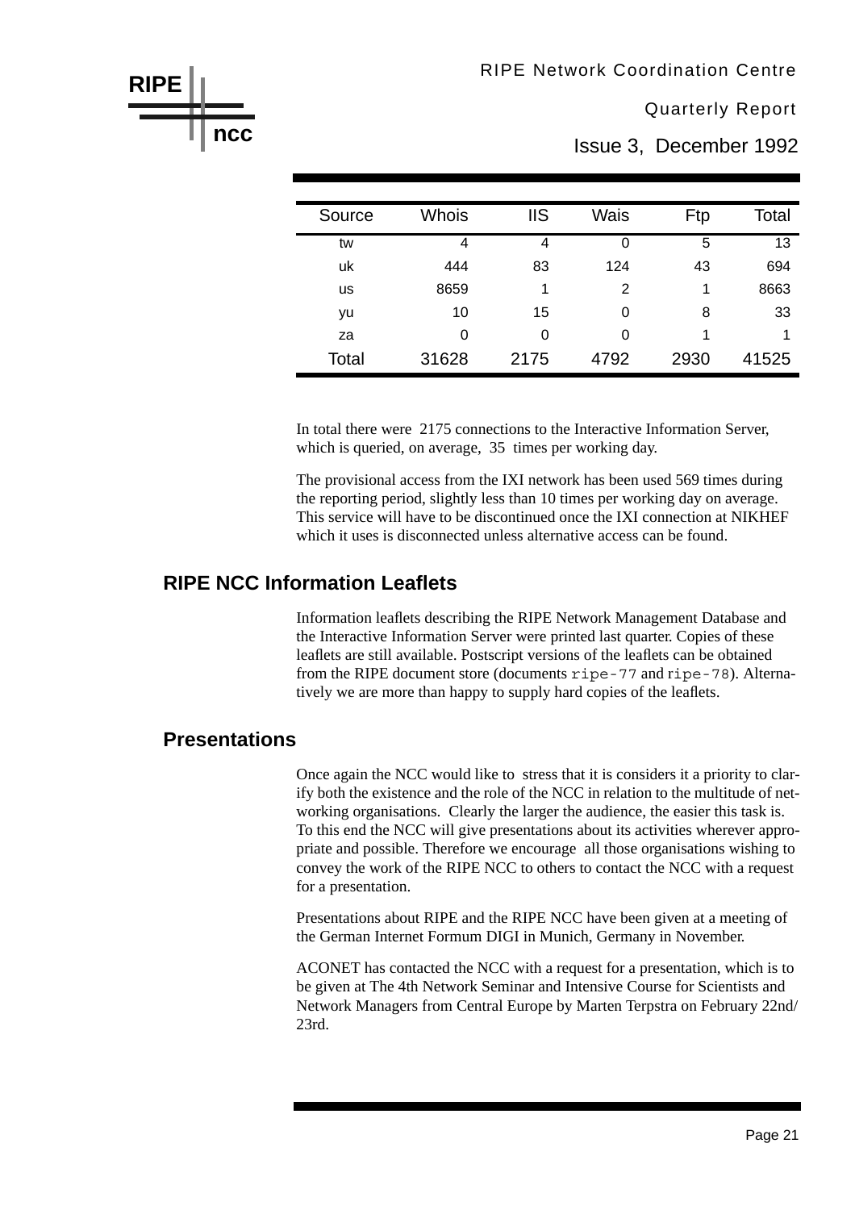| Source | Whois | IIS | Wais | Ftp | Total |
|---|---|---|---|---|---|
| tw | 4 | 4 | 0 | 5 | 13 |
| uk | 444 | 83 | 124 | 43 | 694 |
| us | 8659 | 1 | 2 | 1 | 8663 |
| yu | 10 | 15 | 0 | 8 | 33 |
| za | 0 | 0 | 0 | 1 | 1 |
| Total | 31628 | 2175 | 4792 | 2930 | 41525 |

In total there were 2175 connections to the Interactive Information Server, which is queried, on average, 35 times per working day.

The provisional access from the IXI network has been used 569 times during the reporting period, slightly less than 10 times per working day on average. This service will have to be discontinued once the IXI connection at NIKHEF which it uses is disconnected unless alternative access can be found.

## RIPE NCC Information Leaflets

Information leaflets describing the RIPE Network Management Database and the Interactive Information Server were printed last quarter. Copies of these leaflets are still available. Postscript versions of the leaflets can be obtained from the RIPE document store (documents `ripe-77` and `ripe-78`). Alternatively we are more than happy to supply hard copies of the leaflets.

## Presentations

Once again the NCC would like to stress that it is considers it a priority to clarify both the existence and the role of the NCC in relation to the multitude of networking organisations. Clearly the larger the audience, the easier this task is. To this end the NCC will give presentations about its activities wherever appropriate and possible. Therefore we encourage all those organisations wishing to convey the work of the RIPE NCC to others to contact the NCC with a request for a presentation.

Presentations about RIPE and the RIPE NCC have been given at a meeting of the German Internet Formum DIGI in Munich, Germany in November.

ACONET has contacted the NCC with a request for a presentation, which is to be given at The 4th Network Seminar and Intensive Course for Scientists and Network Managers from Central Europe by Marten Terpstra on February 22nd/23rd.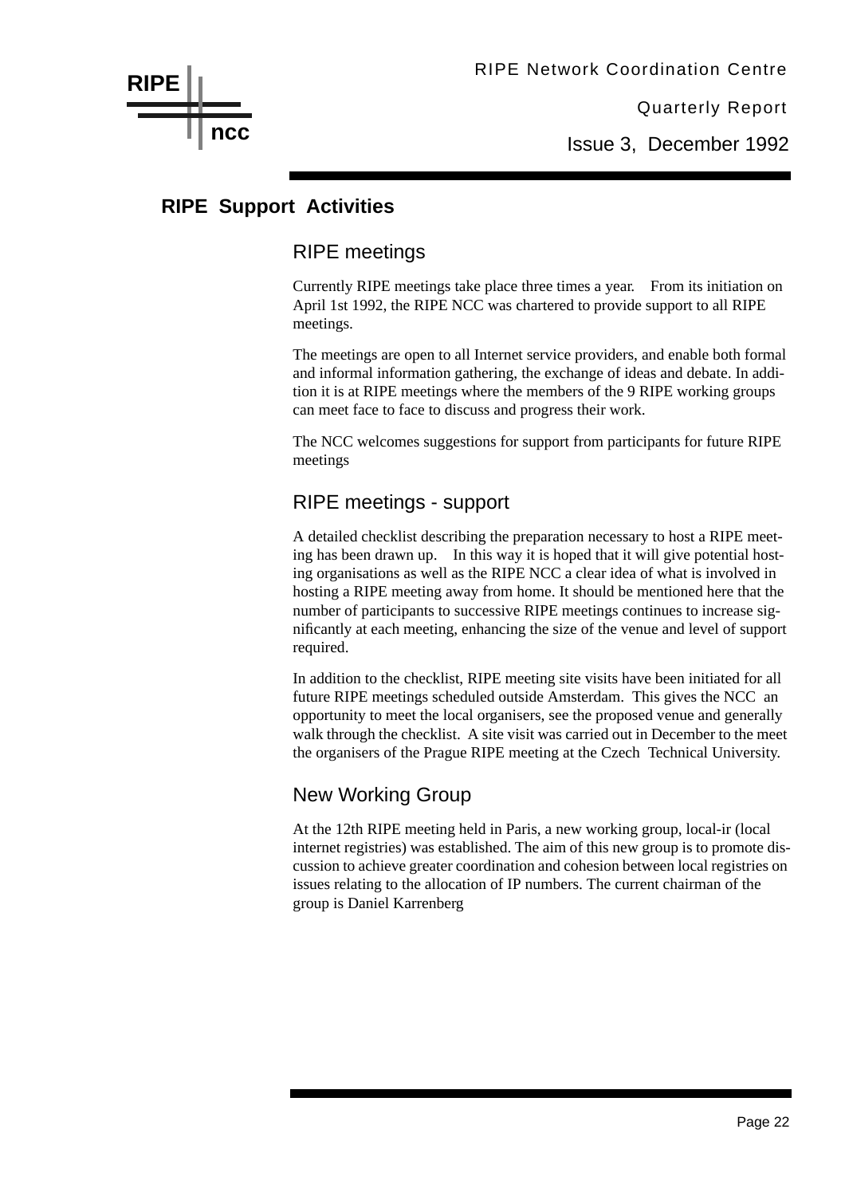## RIPE Support Activities

### RIPE meetings

Currently RIPE meetings take place three times a year. From its initiation on April 1st 1992, the RIPE NCC was chartered to provide support to all RIPE meetings.

The meetings are open to all Internet service providers, and enable both formal and informal information gathering, the exchange of ideas and debate. In addition it is at RIPE meetings where the members of the 9 RIPE working groups can meet face to face to discuss and progress their work.

The NCC welcomes suggestions for support from participants for future RIPE meetings

### RIPE meetings - support

A detailed checklist describing the preparation necessary to host a RIPE meeting has been drawn up. In this way it is hoped that it will give potential hosting organisations as well as the RIPE NCC a clear idea of what is involved in hosting a RIPE meeting away from home. It should be mentioned here that the number of participants to successive RIPE meetings continues to increase significantly at each meeting, enhancing the size of the venue and level of support required.

In addition to the checklist, RIPE meeting site visits have been initiated for all future RIPE meetings scheduled outside Amsterdam. This gives the NCC an opportunity to meet the local organisers, see the proposed venue and generally walk through the checklist. A site visit was carried out in December to the meet the organisers of the Prague RIPE meeting at the Czech Technical University.

### New Working Group

At the 12th RIPE meeting held in Paris, a new working group, local-ir (local internet registries) was established. The aim of this new group is to promote discussion to achieve greater coordination and cohesion between local registries on issues relating to the allocation of IP numbers. The current chairman of the group is Daniel Karrenberg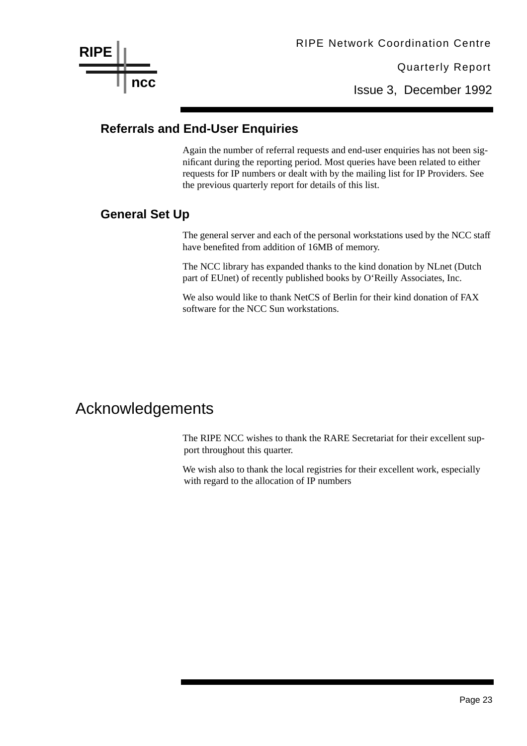## Referrals and End-User Enquiries

Again the number of referral requests and end-user enquiries has not been significant during the reporting period. Most queries have been related to either requests for IP numbers or dealt with by the mailing list for IP Providers. See the previous quarterly report for details of this list.

## General Set Up

The general server and each of the personal workstations used by the NCC staff have benefited from addition of 16MB of memory.

The NCC library has expanded thanks to the kind donation by NLnet (Dutch part of EUnet) of recently published books by O‘Reilly Associates, Inc.

We also would like to thank NetCS of Berlin for their kind donation of FAX software for the NCC Sun workstations.

# Acknowledgements

The RIPE NCC wishes to thank the RARE Secretariat for their excellent support throughout this quarter.

We wish also to thank the local registries for their excellent work, especially with regard to the allocation of IP numbers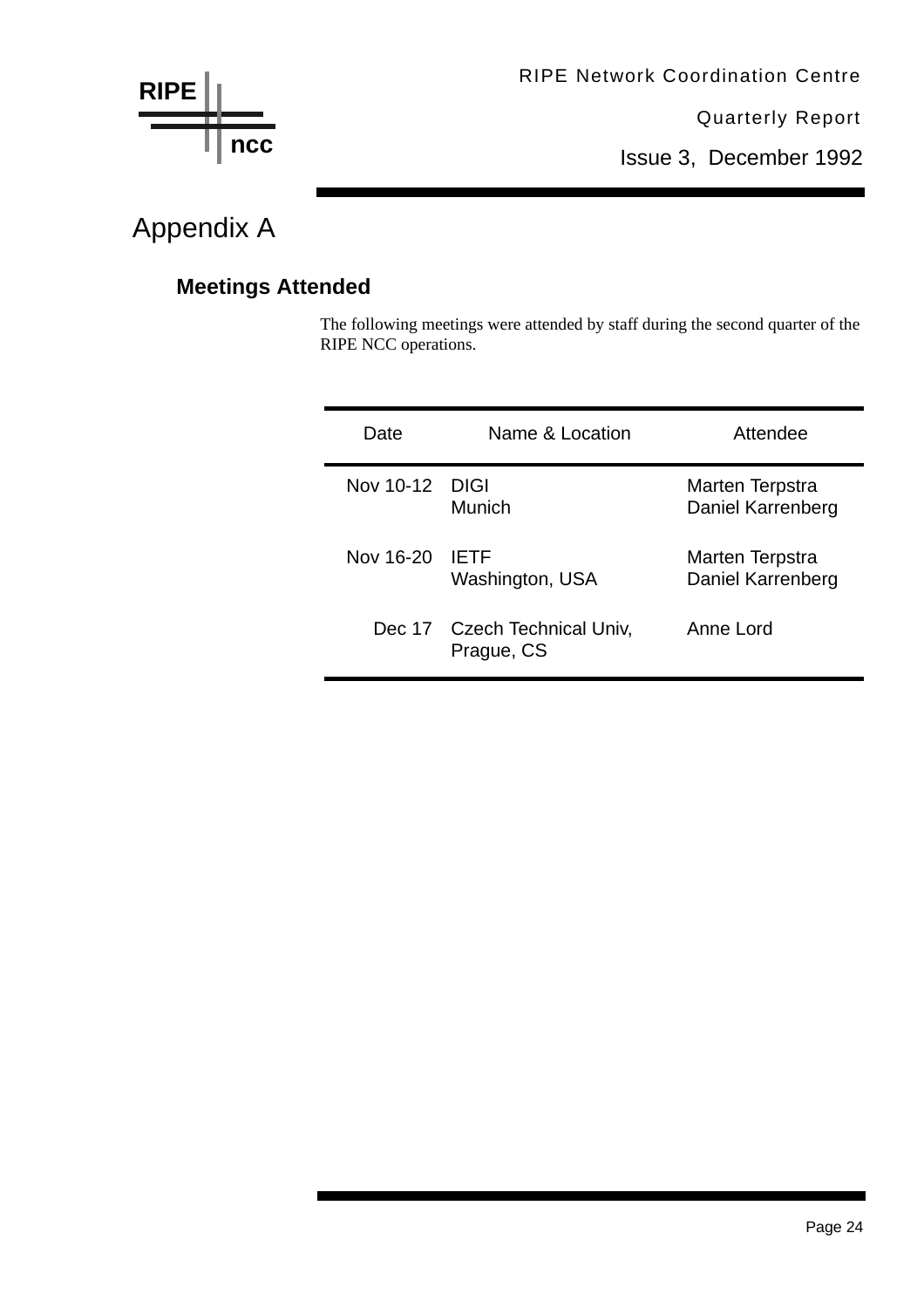# Appendix A

## Meetings Attended

The following meetings were attended by staff during the second quarter of the RIPE NCC operations.

| Date | Name & Location | Attendee |
|---|---|---|
| Nov 10-12 | DIGI<br>Munich | Marten Terpstra<br>Daniel Karrenberg |
| Nov 16-20 | IETF<br>Washington, USA | Marten Terpstra<br>Daniel Karrenberg |
| Dec 17 | Czech Technical Univ,<br>Prague, CS | Anne Lord |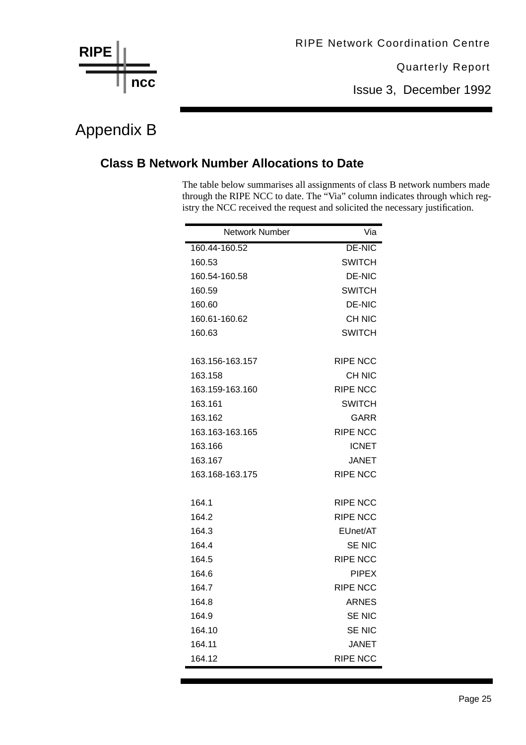# Appendix B

## Class B Network Number Allocations to Date

The table below summarises all assignments of class B network numbers made through the RIPE NCC to date. The “Via” column indicates through which registry the NCC received the request and solicited the necessary justification.

| Network Number | Via |
|---|---|
| 160.44-160.52 | DE-NIC |
| 160.53 | SWITCH |
| 160.54-160.58 | DE-NIC |
| 160.59 | SWITCH |
| 160.60 | DE-NIC |
| 160.61-160.62 | CH NIC |
| 160.63 | SWITCH |
| | |
| 163.156-163.157 | RIPE NCC |
| 163.158 | CH NIC |
| 163.159-163.160 | RIPE NCC |
| 163.161 | SWITCH |
| 163.162 | GARR |
| 163.163-163.165 | RIPE NCC |
| 163.166 | ICNET |
| 163.167 | JANET |
| 163.168-163.175 | RIPE NCC |
| | |
| 164.1 | RIPE NCC |
| 164.2 | RIPE NCC |
| 164.3 | EUnet/AT |
| 164.4 | SE NIC |
| 164.5 | RIPE NCC |
| 164.6 | PIPEX |
| 164.7 | RIPE NCC |
| 164.8 | ARNES |
| 164.9 | SE NIC |
| 164.10 | SE NIC |
| 164.11 | JANET |
| 164.12 | RIPE NCC |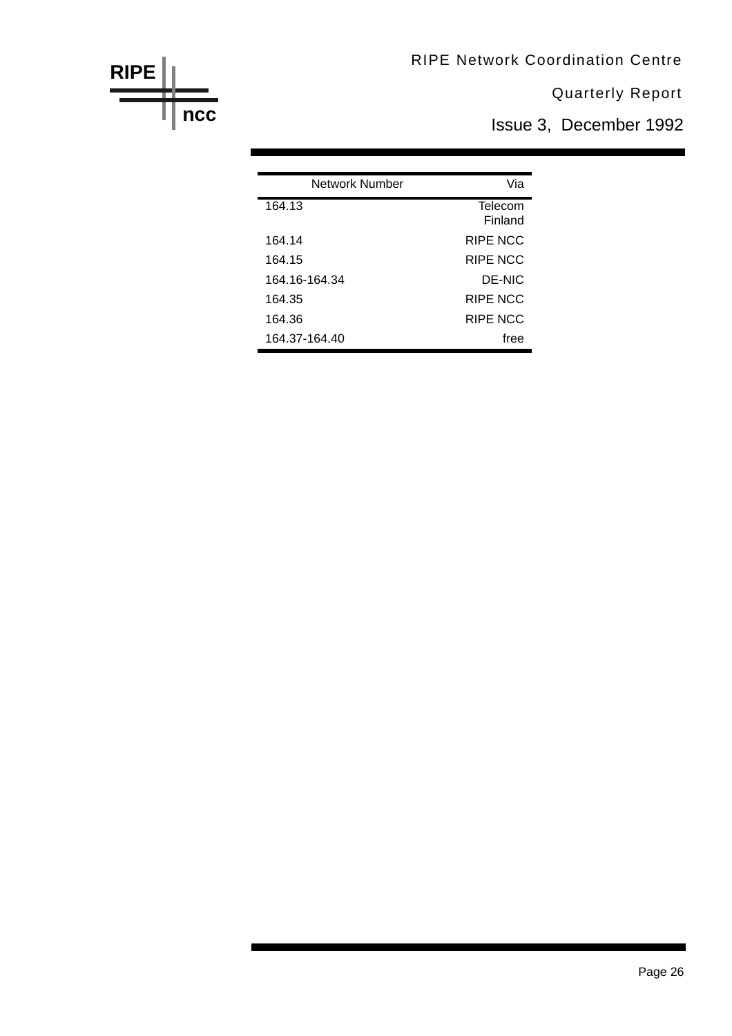| Network Number | Via |
|---|---|
| 164.13 | Telecom Finland |
| 164.14 | RIPE NCC |
| 164.15 | RIPE NCC |
| 164.16-164.34 | DE-NIC |
| 164.35 | RIPE NCC |
| 164.36 | RIPE NCC |
| 164.37-164.40 | free |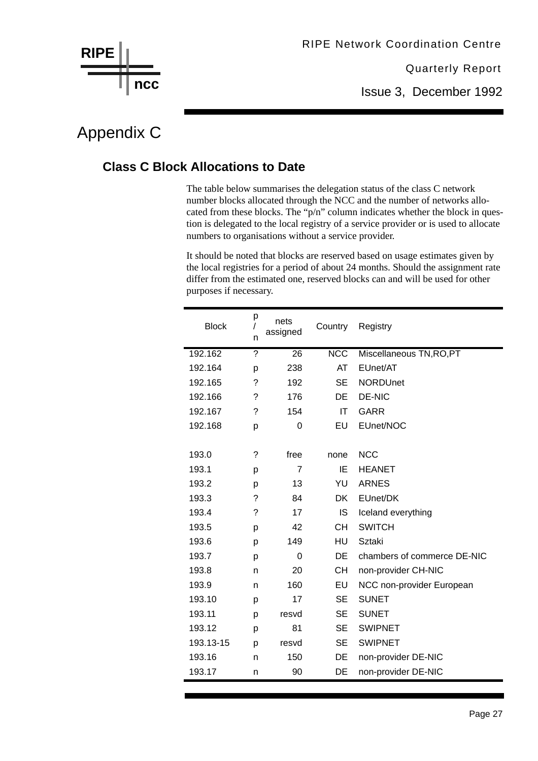# Appendix C

## Class C Block Allocations to Date

The table below summarises the delegation status of the class C network number blocks allocated through the NCC and the number of networks allocated from these blocks. The "p/n" column indicates whether the block in question is delegated to the local registry of a service provider or is used to allocate numbers to organisations without a service provider.

It should be noted that blocks are reserved based on usage estimates given by the local registries for a period of about 24 months. Should the assignment rate differ from the estimated one, reserved blocks can and will be used for other purposes if necessary.

| Block | p/n | nets assigned | Country | Registry |
|---|---|---|---|---|
| 192.162 | ? | 26 | NCC | Miscellaneous TN,RO,PT |
| 192.164 | p | 238 | AT | EUnet/AT |
| 192.165 | ? | 192 | SE | NORDUnet |
| 192.166 | ? | 176 | DE | DE-NIC |
| 192.167 | ? | 154 | IT | GARR |
| 192.168 | p | 0 | EU | EUnet/NOC |
| | | | | |
| 193.0 | ? | free | none | NCC |
| 193.1 | p | 7 | IE | HEANET |
| 193.2 | p | 13 | YU | ARNES |
| 193.3 | ? | 84 | DK | EUnet/DK |
| 193.4 | ? | 17 | IS | Iceland everything |
| 193.5 | p | 42 | CH | SWITCH |
| 193.6 | p | 149 | HU | Sztaki |
| 193.7 | p | 0 | DE | chambers of commerce DE-NIC |
| 193.8 | n | 20 | CH | non-provider CH-NIC |
| 193.9 | n | 160 | EU | NCC non-provider European |
| 193.10 | p | 17 | SE | SUNET |
| 193.11 | p | resvd | SE | SUNET |
| 193.12 | p | 81 | SE | SWIPNET |
| 193.13-15 | p | resvd | SE | SWIPNET |
| 193.16 | n | 150 | DE | non-provider DE-NIC |
| 193.17 | n | 90 | DE | non-provider DE-NIC |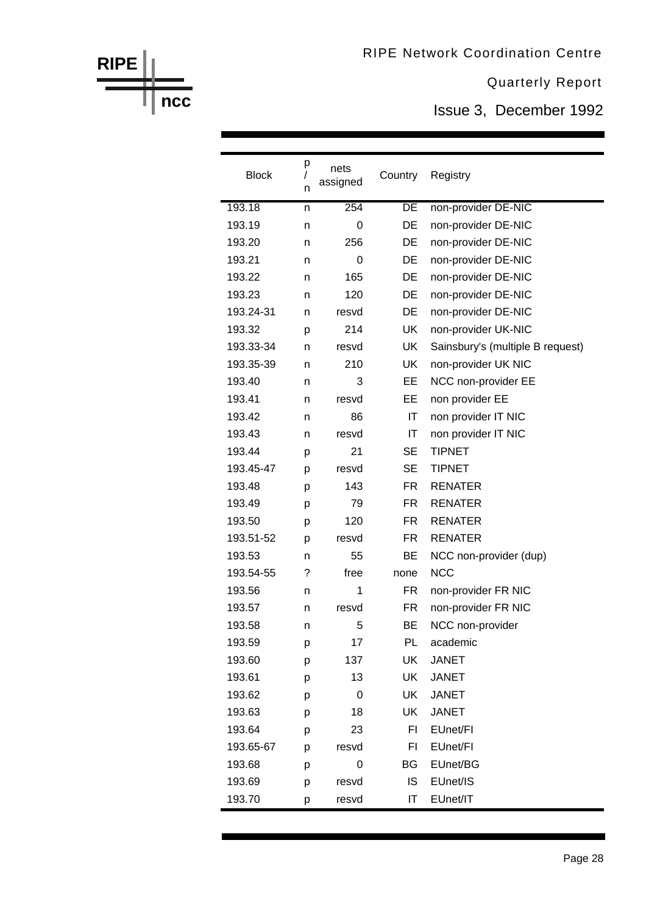| Block | p/n | nets assigned | Country | Registry |
|---|---|---|---|---|
| 193.18 | n | 254 | DE | non-provider DE-NIC |
| 193.19 | n | 0 | DE | non-provider DE-NIC |
| 193.20 | n | 256 | DE | non-provider DE-NIC |
| 193.21 | n | 0 | DE | non-provider DE-NIC |
| 193.22 | n | 165 | DE | non-provider DE-NIC |
| 193.23 | n | 120 | DE | non-provider DE-NIC |
| 193.24-31 | n | resvd | DE | non-provider DE-NIC |
| 193.32 | p | 214 | UK | non-provider UK-NIC |
| 193.33-34 | n | resvd | UK | Sainsbury's (multiple B request) |
| 193.35-39 | n | 210 | UK | non-provider UK NIC |
| 193.40 | n | 3 | EE | NCC non-provider EE |
| 193.41 | n | resvd | EE | non provider EE |
| 193.42 | n | 86 | IT | non provider IT NIC |
| 193.43 | n | resvd | IT | non provider IT NIC |
| 193.44 | p | 21 | SE | TIPNET |
| 193.45-47 | p | resvd | SE | TIPNET |
| 193.48 | p | 143 | FR | RENATER |
| 193.49 | p | 79 | FR | RENATER |
| 193.50 | p | 120 | FR | RENATER |
| 193.51-52 | p | resvd | FR | RENATER |
| 193.53 | n | 55 | BE | NCC non-provider (dup) |
| 193.54-55 | ? | free | none | NCC |
| 193.56 | n | 1 | FR | non-provider FR NIC |
| 193.57 | n | resvd | FR | non-provider FR NIC |
| 193.58 | n | 5 | BE | NCC non-provider |
| 193.59 | p | 17 | PL | academic |
| 193.60 | p | 137 | UK | JANET |
| 193.61 | p | 13 | UK | JANET |
| 193.62 | p | 0 | UK | JANET |
| 193.63 | p | 18 | UK | JANET |
| 193.64 | p | 23 | FI | EUnet/FI |
| 193.65-67 | p | resvd | FI | EUnet/FI |
| 193.68 | p | 0 | BG | EUnet/BG |
| 193.69 | p | resvd | IS | EUnet/IS |
| 193.70 | p | resvd | IT | EUnet/IT |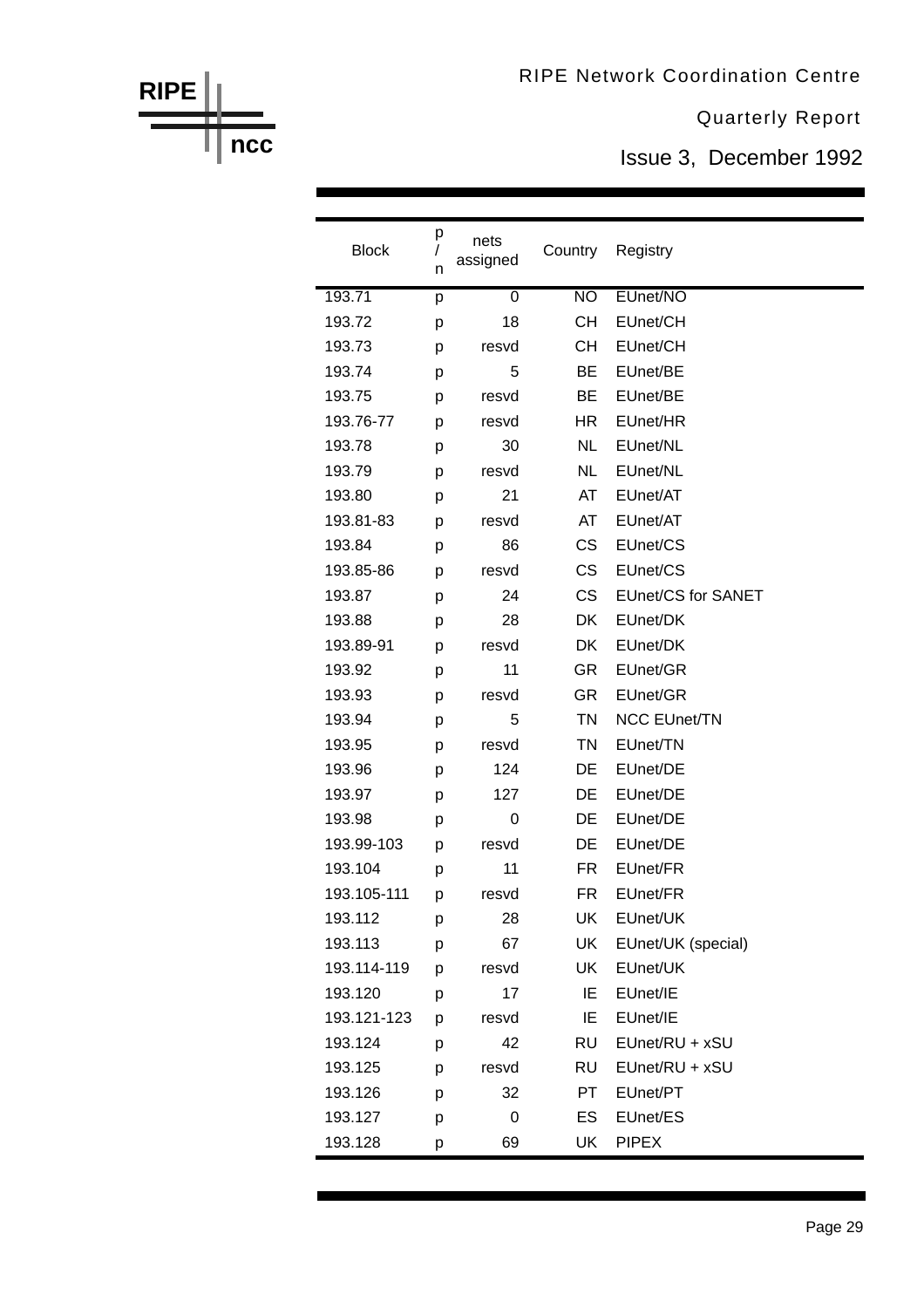| Block | p/n | nets assigned | Country | Registry |
|---|---|---|---|---|
| 193.71 | p | 0 | NO | EUnet/NO |
| 193.72 | p | 18 | CH | EUnet/CH |
| 193.73 | p | resvd | CH | EUnet/CH |
| 193.74 | p | 5 | BE | EUnet/BE |
| 193.75 | p | resvd | BE | EUnet/BE |
| 193.76-77 | p | resvd | HR | EUnet/HR |
| 193.78 | p | 30 | NL | EUnet/NL |
| 193.79 | p | resvd | NL | EUnet/NL |
| 193.80 | p | 21 | AT | EUnet/AT |
| 193.81-83 | p | resvd | AT | EUnet/AT |
| 193.84 | p | 86 | CS | EUnet/CS |
| 193.85-86 | p | resvd | CS | EUnet/CS |
| 193.87 | p | 24 | CS | EUnet/CS for SANET |
| 193.88 | p | 28 | DK | EUnet/DK |
| 193.89-91 | p | resvd | DK | EUnet/DK |
| 193.92 | p | 11 | GR | EUnet/GR |
| 193.93 | p | resvd | GR | EUnet/GR |
| 193.94 | p | 5 | TN | NCC EUnet/TN |
| 193.95 | p | resvd | TN | EUnet/TN |
| 193.96 | p | 124 | DE | EUnet/DE |
| 193.97 | p | 127 | DE | EUnet/DE |
| 193.98 | p | 0 | DE | EUnet/DE |
| 193.99-103 | p | resvd | DE | EUnet/DE |
| 193.104 | p | 11 | FR | EUnet/FR |
| 193.105-111 | p | resvd | FR | EUnet/FR |
| 193.112 | p | 28 | UK | EUnet/UK |
| 193.113 | p | 67 | UK | EUnet/UK (special) |
| 193.114-119 | p | resvd | UK | EUnet/UK |
| 193.120 | p | 17 | IE | EUnet/IE |
| 193.121-123 | p | resvd | IE | EUnet/IE |
| 193.124 | p | 42 | RU | EUnet/RU + xSU |
| 193.125 | p | resvd | RU | EUnet/RU + xSU |
| 193.126 | p | 32 | PT | EUnet/PT |
| 193.127 | p | 0 | ES | EUnet/ES |
| 193.128 | p | 69 | UK | PIPEX |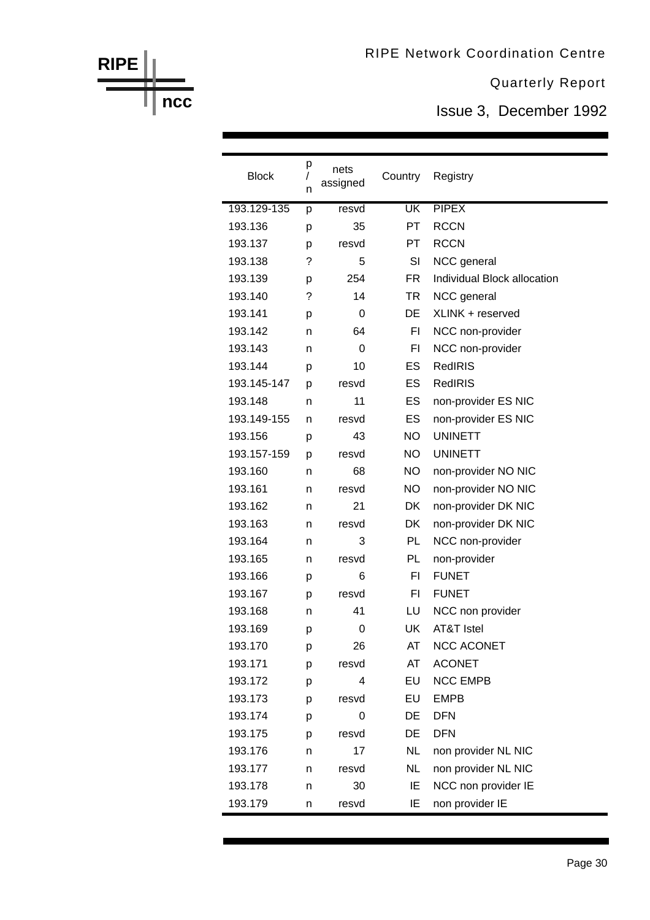| Block | p/n | nets assigned | Country | Registry |
|---|---|---|---|---|
| 193.129-135 | p | resvd | UK | PIPEX |
| 193.136 | p | 35 | PT | RCCN |
| 193.137 | p | resvd | PT | RCCN |
| 193.138 | ? | 5 | SI | NCC general |
| 193.139 | p | 254 | FR | Individual Block allocation |
| 193.140 | ? | 14 | TR | NCC general |
| 193.141 | p | 0 | DE | XLINK + reserved |
| 193.142 | n | 64 | FI | NCC non-provider |
| 193.143 | n | 0 | FI | NCC non-provider |
| 193.144 | p | 10 | ES | RedIRIS |
| 193.145-147 | p | resvd | ES | RedIRIS |
| 193.148 | n | 11 | ES | non-provider ES NIC |
| 193.149-155 | n | resvd | ES | non-provider ES NIC |
| 193.156 | p | 43 | NO | UNINETT |
| 193.157-159 | p | resvd | NO | UNINETT |
| 193.160 | n | 68 | NO | non-provider NO NIC |
| 193.161 | n | resvd | NO | non-provider NO NIC |
| 193.162 | n | 21 | DK | non-provider DK NIC |
| 193.163 | n | resvd | DK | non-provider DK NIC |
| 193.164 | n | 3 | PL | NCC non-provider |
| 193.165 | n | resvd | PL | non-provider |
| 193.166 | p | 6 | FI | FUNET |
| 193.167 | p | resvd | FI | FUNET |
| 193.168 | n | 41 | LU | NCC non provider |
| 193.169 | p | 0 | UK | AT&T Istel |
| 193.170 | p | 26 | AT | NCC ACONET |
| 193.171 | p | resvd | AT | ACONET |
| 193.172 | p | 4 | EU | NCC EMPB |
| 193.173 | p | resvd | EU | EMPB |
| 193.174 | p | 0 | DE | DFN |
| 193.175 | p | resvd | DE | DFN |
| 193.176 | n | 17 | NL | non provider NL NIC |
| 193.177 | n | resvd | NL | non provider NL NIC |
| 193.178 | n | 30 | IE | NCC non provider IE |
| 193.179 | n | resvd | IE | non provider IE |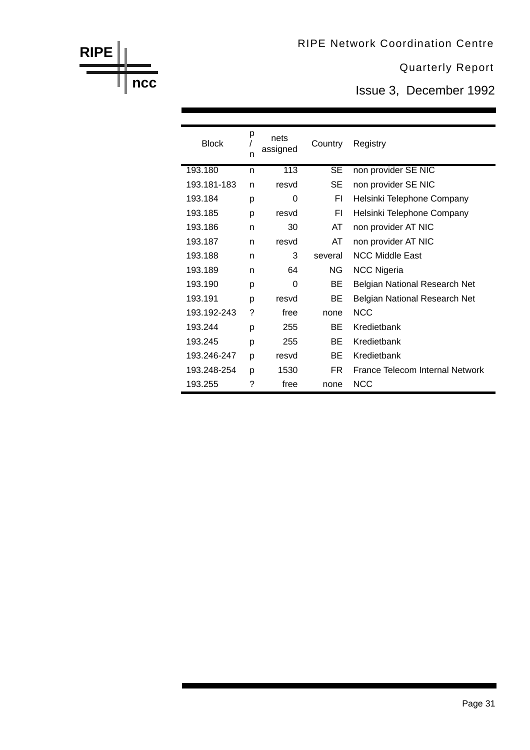| Block | p/n | nets assigned | Country | Registry |
|---|---|---|---|---|
| 193.180 | n | 113 | SE | non provider SE NIC |
| 193.181-183 | n | resvd | SE | non provider SE NIC |
| 193.184 | p | 0 | FI | Helsinki Telephone Company |
| 193.185 | p | resvd | FI | Helsinki Telephone Company |
| 193.186 | n | 30 | AT | non provider AT NIC |
| 193.187 | n | resvd | AT | non provider AT NIC |
| 193.188 | n | 3 | several | NCC Middle East |
| 193.189 | n | 64 | NG | NCC Nigeria |
| 193.190 | p | 0 | BE | Belgian National Research Net |
| 193.191 | p | resvd | BE | Belgian National Research Net |
| 193.192-243 | ? | free | none | NCC |
| 193.244 | p | 255 | BE | Kredietbank |
| 193.245 | p | 255 | BE | Kredietbank |
| 193.246-247 | p | resvd | BE | Kredietbank |
| 193.248-254 | p | 1530 | FR | France Telecom Internal Network |
| 193.255 | ? | free | none | NCC |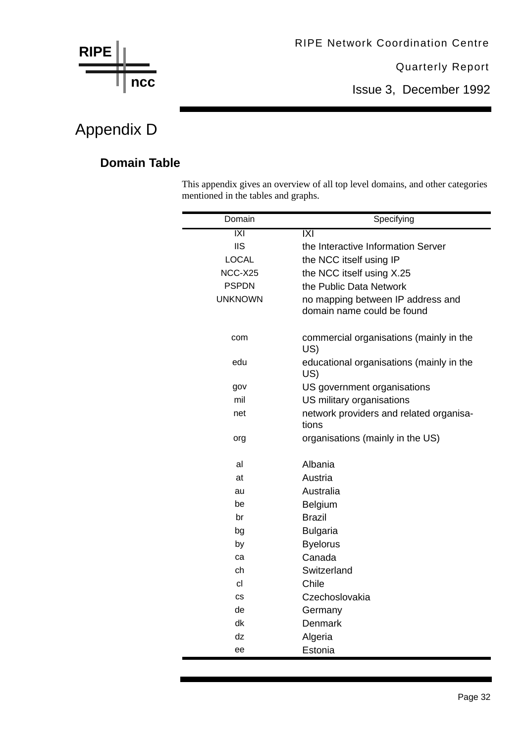# Appendix D

## Domain Table

This appendix gives an overview of all top level domains, and other categories mentioned in the tables and graphs.

| Domain | Specifying |
|---|---|
| IXI | IXI |
| IIS | the Interactive Information Server |
| LOCAL | the NCC itself using IP |
| NCC-X25 | the NCC itself using X.25 |
| PSPDN | the Public Data Network |
| UNKNOWN | no mapping between IP address and domain name could be found |
| | |
| com | commercial organisations (mainly in the US) |
| edu | educational organisations (mainly in the US) |
| gov | US government organisations |
| mil | US military organisations |
| net | network providers and related organisations |
| org | organisations (mainly in the US) |
| | |
| al | Albania |
| at | Austria |
| au | Australia |
| be | Belgium |
| br | Brazil |
| bg | Bulgaria |
| by | Byelorus |
| ca | Canada |
| ch | Switzerland |
| cl | Chile |
| cs | Czechoslovakia |
| de | Germany |
| dk | Denmark |
| dz | Algeria |
| ee | Estonia |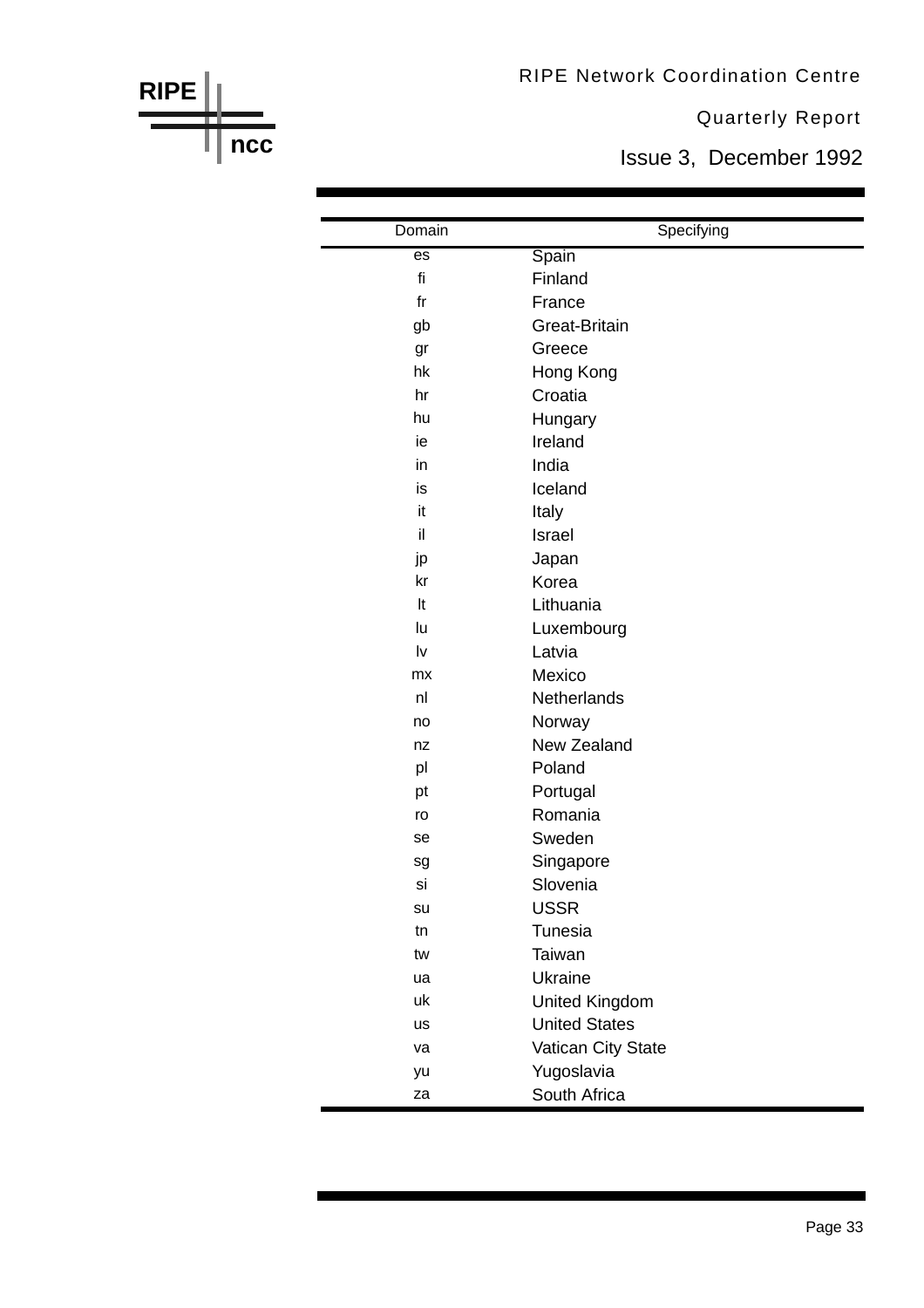| Domain | Specifying |
|---|---|
| es | Spain |
| fi | Finland |
| fr | France |
| gb | Great-Britain |
| gr | Greece |
| hk | Hong Kong |
| hr | Croatia |
| hu | Hungary |
| ie | Ireland |
| in | India |
| is | Iceland |
| it | Italy |
| il | Israel |
| jp | Japan |
| kr | Korea |
| lt | Lithuania |
| lu | Luxembourg |
| lv | Latvia |
| mx | Mexico |
| nl | Netherlands |
| no | Norway |
| nz | New Zealand |
| pl | Poland |
| pt | Portugal |
| ro | Romania |
| se | Sweden |
| sg | Singapore |
| si | Slovenia |
| su | USSR |
| tn | Tunesia |
| tw | Taiwan |
| ua | Ukraine |
| uk | United Kingdom |
| us | United States |
| va | Vatican City State |
| yu | Yugoslavia |
| za | South Africa |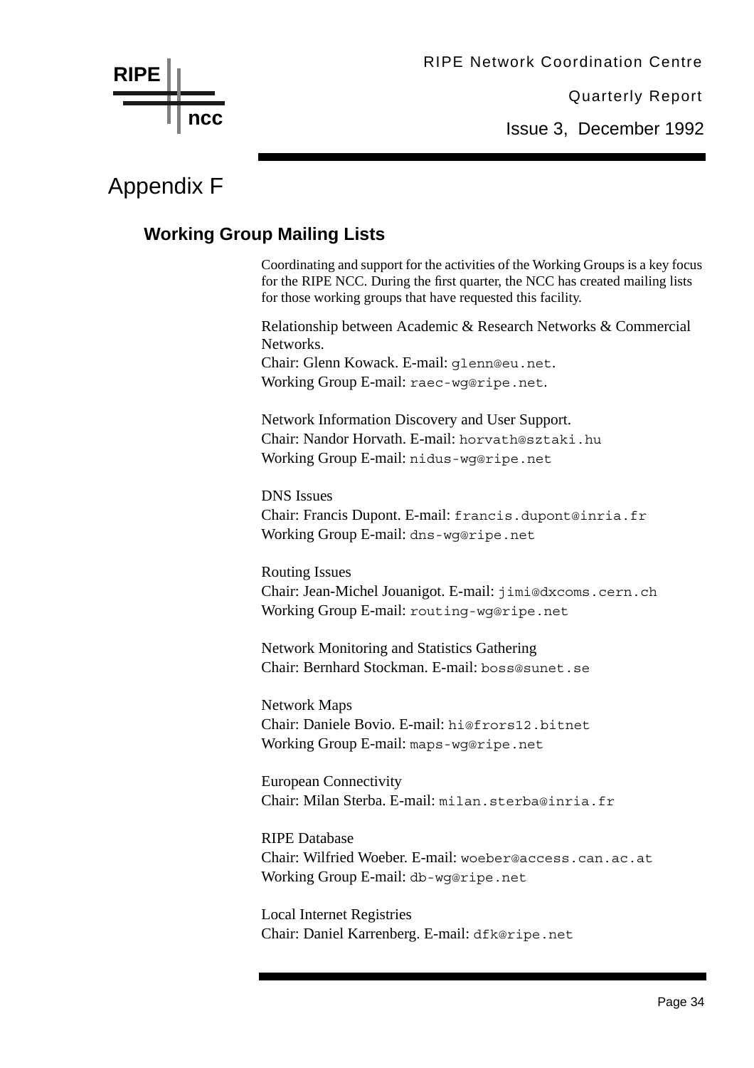# Appendix F

## Working Group Mailing Lists

Coordinating and support for the activities of the Working Groups is a key focus for the RIPE NCC. During the first quarter, the NCC has created mailing lists for those working groups that have requested this facility.

Relationship between Academic & Research Networks & Commercial Networks.
Chair: Glenn Kowack. E-mail: `glenn@eu.net`.
Working Group E-mail: `raec-wg@ripe.net`.

Network Information Discovery and User Support.
Chair: Nandor Horvath. E-mail: `horvath@sztaki.hu`
Working Group E-mail: `nidus-wg@ripe.net`

DNS Issues
Chair: Francis Dupont. E-mail: `francis.dupont@inria.fr`
Working Group E-mail: `dns-wg@ripe.net`

Routing Issues
Chair: Jean-Michel Jouanigot. E-mail: `jimi@dxcoms.cern.ch`
Working Group E-mail: `routing-wg@ripe.net`

Network Monitoring and Statistics Gathering
Chair: Bernhard Stockman. E-mail: `boss@sunet.se`

Network Maps
Chair: Daniele Bovio. E-mail: `hi@frors12.bitnet`
Working Group E-mail: `maps-wg@ripe.net`

European Connectivity
Chair: Milan Sterba. E-mail: `milan.sterba@inria.fr`

RIPE Database
Chair: Wilfried Woeber. E-mail: `woeber@access.can.ac.at`
Working Group E-mail: `db-wg@ripe.net`

Local Internet Registries
Chair: Daniel Karrenberg. E-mail: `dfk@ripe.net`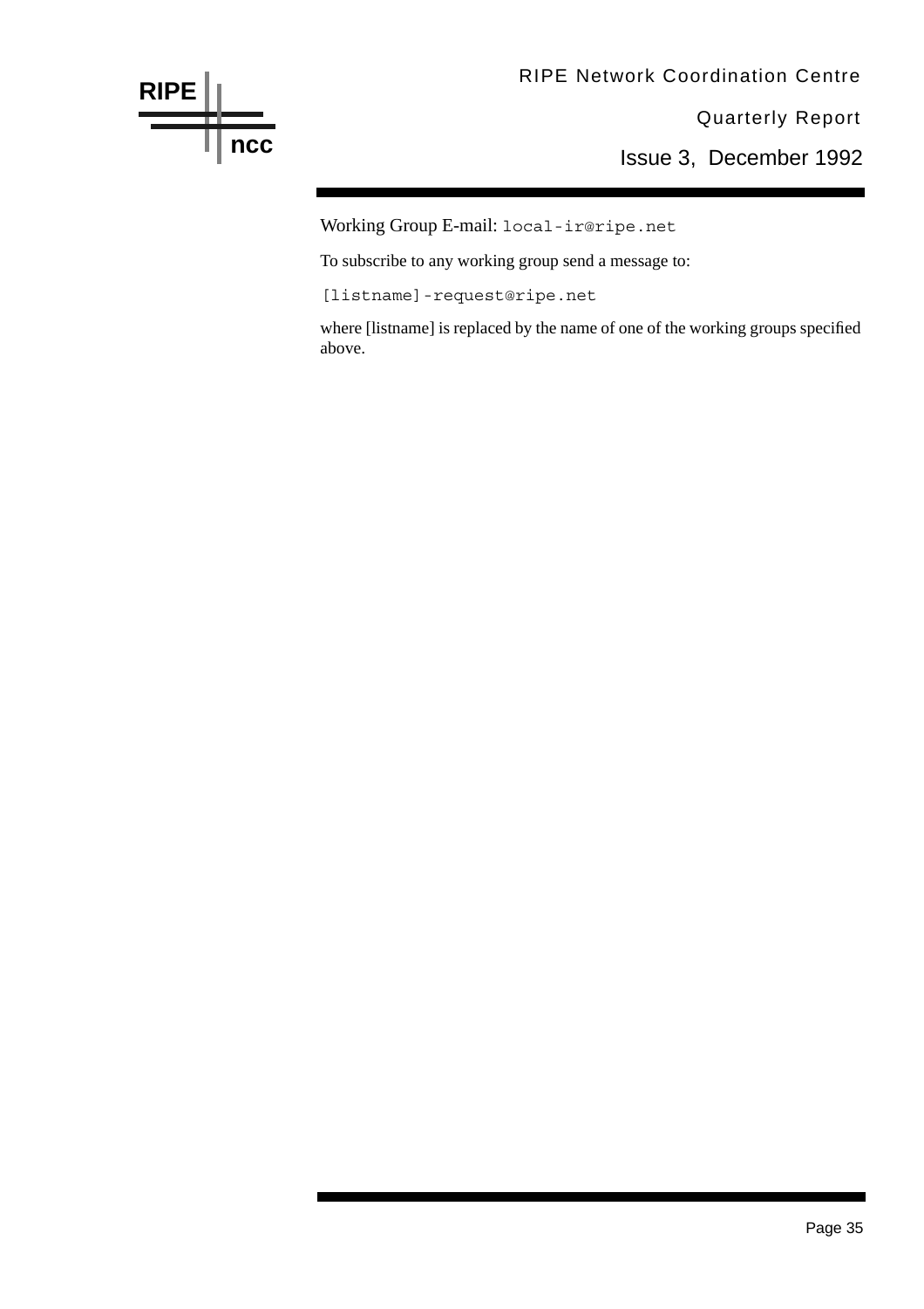Working Group E-mail: `local-ir@ripe.net`

To subscribe to any working group send a message to:

`[listname]-request@ripe.net`

where [listname] is replaced by the name of one of the working groups specified above.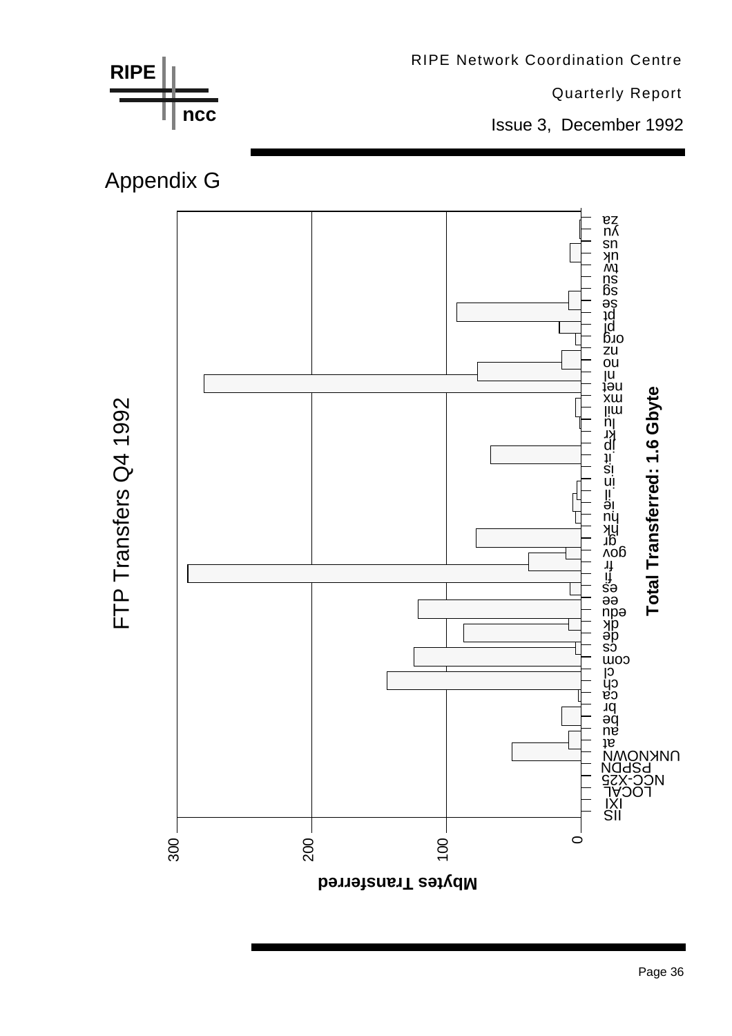# Appendix G

FTP Transfers Q4 1992

Total Transferred: 1.6 Gbyte

Mbytes Transferred

0 100 200 300

IIS IXI LOCAL NCC-X25 PSPDN UNKNOWN at au be br ca ch cl com cs de dk edu ee es fi fr gov gr hk hu ie il in is it jp kr lu mil mx net nl no nz org pl pt se sg su tw uk us yu za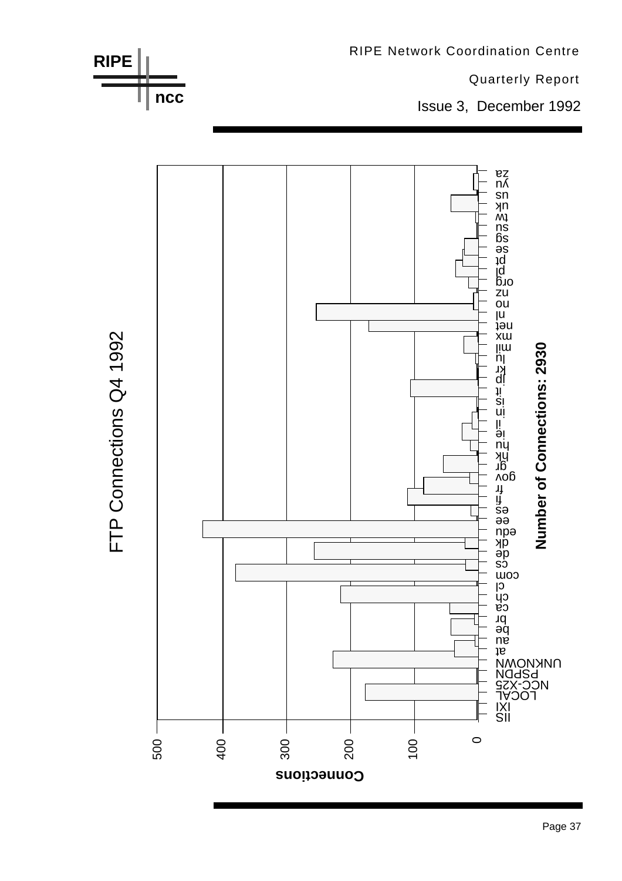# FTP Connections Q4 1992

**Number of Connections: 2930**

| Domain | Connections (approx.) |
|---|---|
| IIS | 0 |
| IXI | 0 |
| LOCAL | 175 |
| NCC-X25 | 0 |
| PSPDN | 0 |
| UNKNOWN | 225 |
| at | 35 |
| au | 5 |
| be | 40 |
| br | 5 |
| ca | 42 |
| ch | 213 |
| cl | 0 |
| com | 378 |
| cs | 18 |
| de | 255 |
| dk | 20 |
| edu | 430 |
| ee | 0 |
| es | 10 |
| fi | 108 |
| fr | 85 |
| gov | 12 |
| gr | 52 |
| hk | 0 |
| hu | 12 |
| ie | 25 |
| il | 8 |
| in | 0 |
| is | 0 |
| it | 105 |
| jp | 0 |
| kr | 0 |
| lu | 3 |
| mil | 22 |
| mx | 0 |
| net | 170 |
| nl | 252 |
| no | 5 |
| nz | 0 |
| org | 14 |
| pl | 35 |
| pt | 23 |
| se | 21 |
| sg | 0 |
| su | 0 |
| tw | 2 |
| uk | 40 |
| us | 0 |
| yu | 5 |
| za | 0 |

Connections (axis: 0, 100, 200, 300, 400, 500)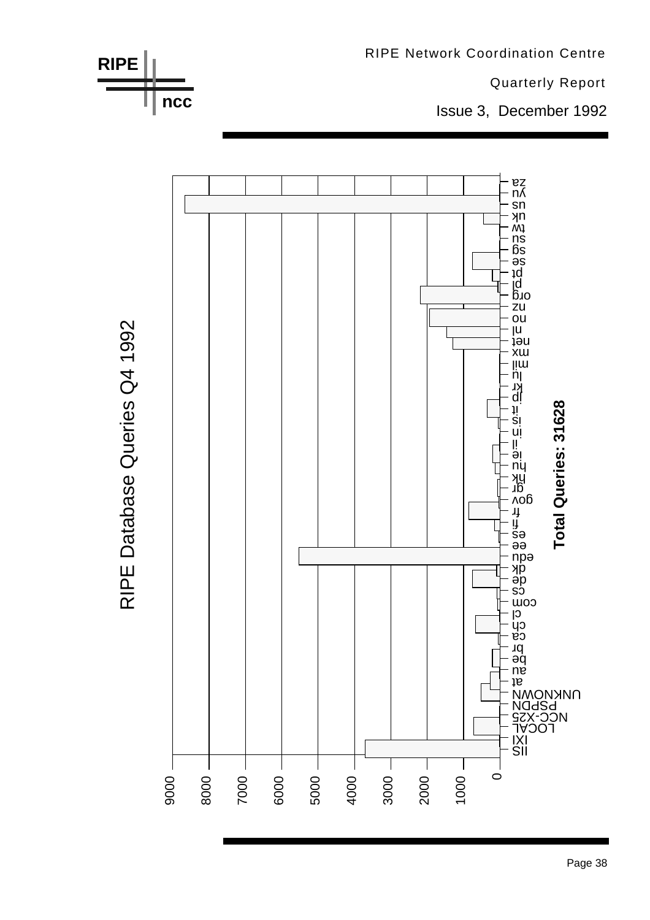## RIPE Database Queries Q4 1992

**Total Queries: 31628**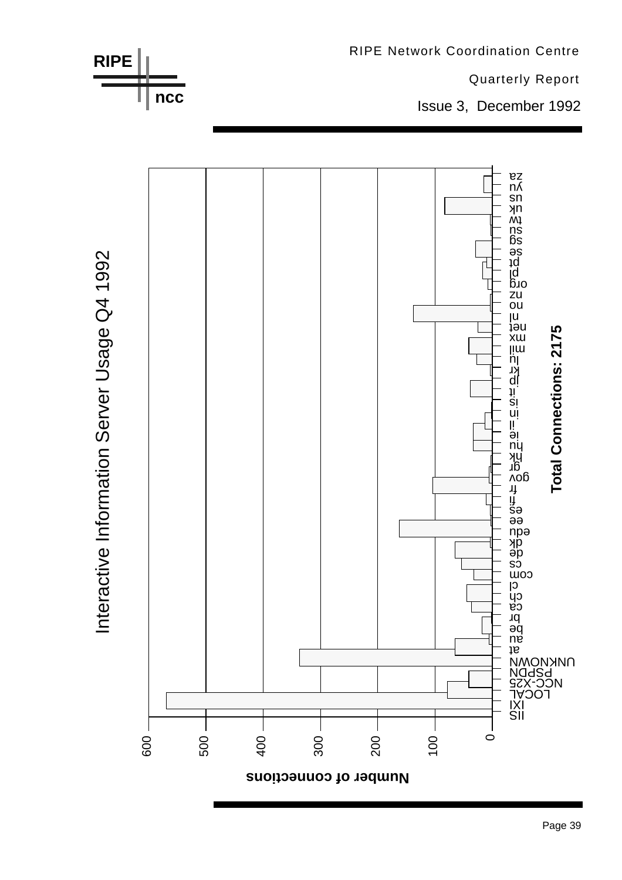## Interactive Information Server Usage Q4 1992

**Total Connections: 2175**

Number of connections (axis 0–600) by source: IIS, IXI, LOCAL, NCC-X25, PSPDN, UNKNOWN, at, au, be, br, ca, ch, cl, com, cs, de, dk, edu, ee, es, fi, fr, gov, gr, hk, hu, ie, il, in, is, it, jp, kr, lu, mil, mx, net, nl, no, nz, org, pl, pt, se, sg, su, tw, uk, us, yu, za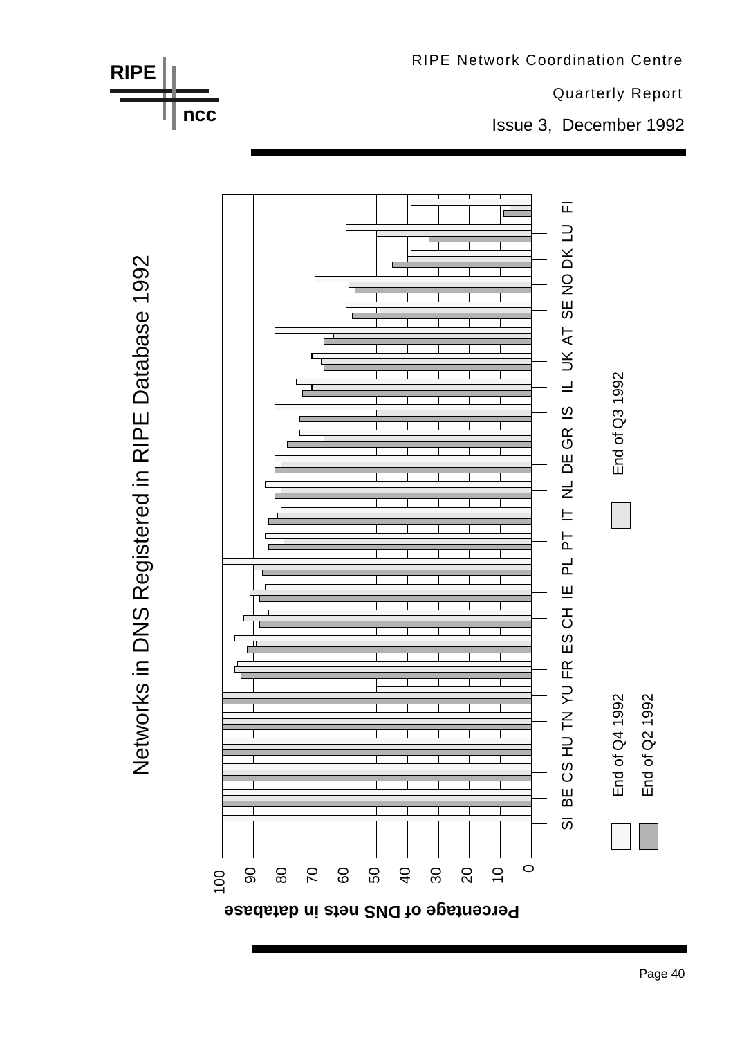# Networks in DNS Registered in RIPE Database 1992

Percentage of DNS nets in database

0 10 20 30 40 50 60 70 80 90 100

SI BE CS HU TN YU FR ES CH IE PL PT IT NL DE GR IS IL UK AT SE NO DK LU FI

End of Q4 1992

End of Q3 1992

End of Q2 1992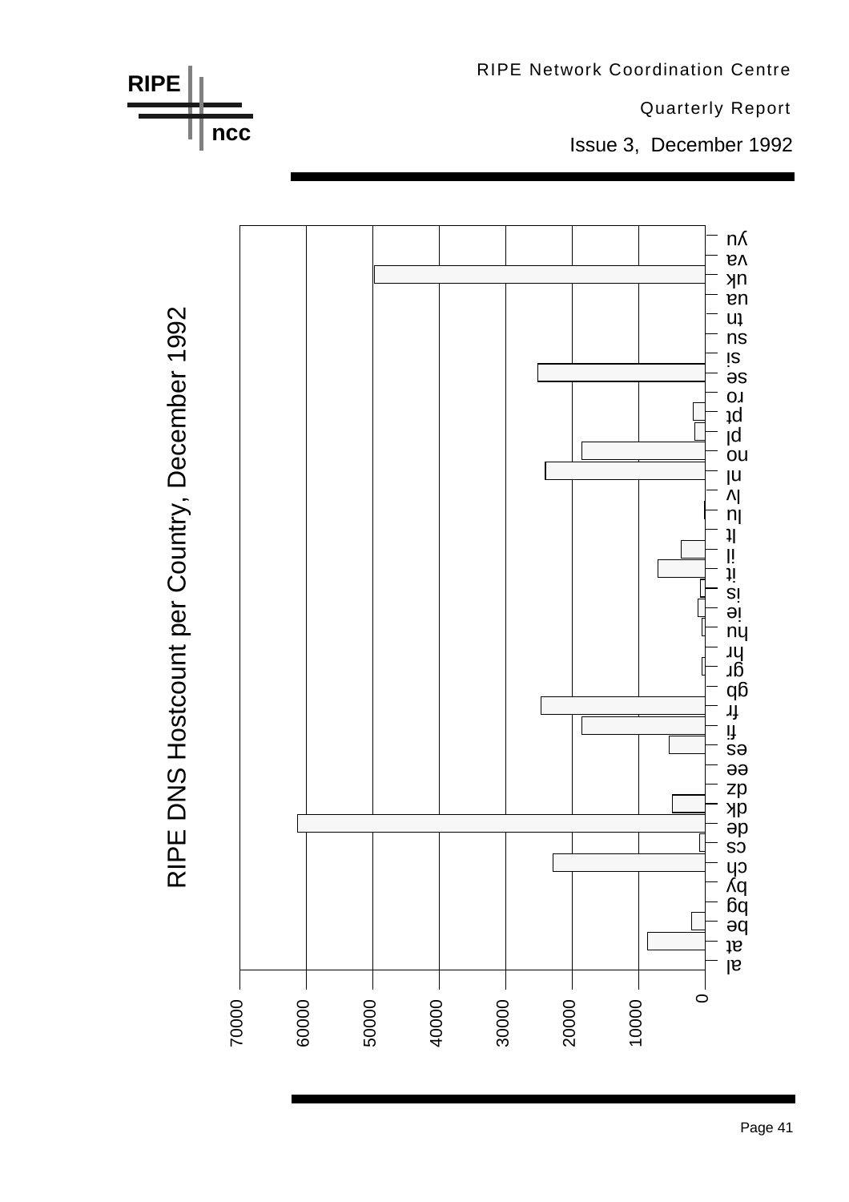RIPE DNS Hostcount per Country, December 1992

yu
va
uk
ua
tn
su
si
se
ro
pt
pl
no
nl
lv
lu
lt
il
it
is
ie
hu
hr
gr
gb
fr
fi
es
ee
dz
dk
de
cs
ch
by
bg
be
at
al

0
10000
20000
30000
40000
50000
60000
70000